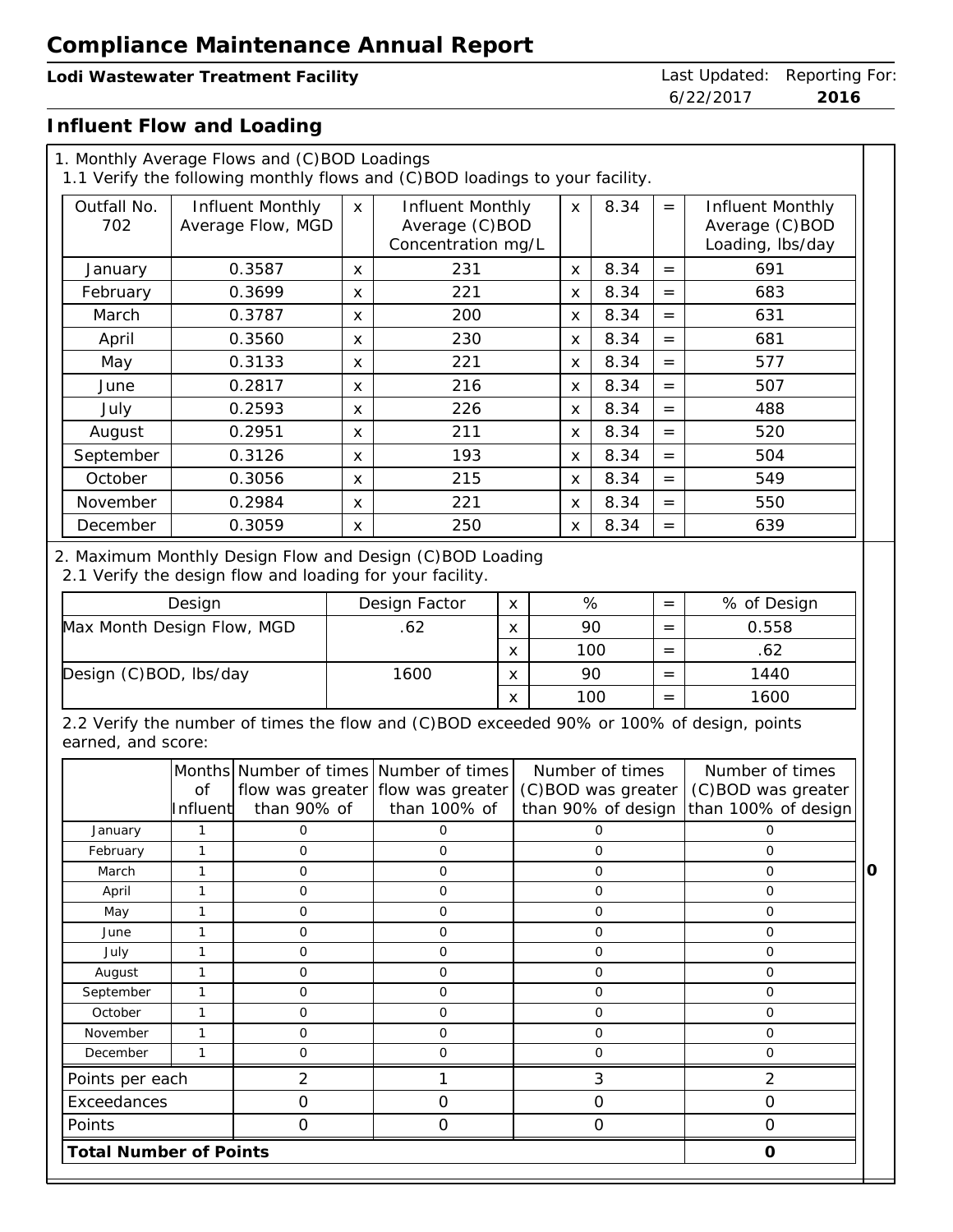# Compliance Maintenance Annual Report

**Lodi Wastewater Treatment Facility**

Last Updated: 6/22/2017 | Reporting For: **2016**

## Influent Flow and Loading

1. Monthly Average Flows and (C)BOD Loadings

1.1 Verify the following monthly flows and (C)BOD loadings to your facility.

| Outfall No. 702 | Influent Monthly Average Flow, MGD | x | Influent Monthly Average (C)BOD Concentration mg/L | x | 8.34 | = | Influent Monthly Average (C)BOD Loading, lbs/day |
|---|---|---|---|---|---|---|---|
| January | 0.3587 | x | 231 | x | 8.34 | = | 691 |
| February | 0.3699 | x | 221 | x | 8.34 | = | 683 |
| March | 0.3787 | x | 200 | x | 8.34 | = | 631 |
| April | 0.3560 | x | 230 | x | 8.34 | = | 681 |
| May | 0.3133 | x | 221 | x | 8.34 | = | 577 |
| June | 0.2817 | x | 216 | x | 8.34 | = | 507 |
| July | 0.2593 | x | 226 | x | 8.34 | = | 488 |
| August | 0.2951 | x | 211 | x | 8.34 | = | 520 |
| September | 0.3126 | x | 193 | x | 8.34 | = | 504 |
| October | 0.3056 | x | 215 | x | 8.34 | = | 549 |
| November | 0.2984 | x | 221 | x | 8.34 | = | 550 |
| December | 0.3059 | x | 250 | x | 8.34 | = | 639 |

2. Maximum Monthly Design Flow and Design (C)BOD Loading

2.1 Verify the design flow and loading for your facility.

| Design | Design Factor | x | % | = | % of Design |
|---|---|---|---|---|---|
| Max Month Design Flow, MGD | .62 | x | 90 | = | 0.558 |
| | | x | 100 | = | .62 |
| Design (C)BOD, lbs/day | 1600 | x | 90 | = | 1440 |
| | | x | 100 | = | 1600 |

2.2 Verify the number of times the flow and (C)BOD exceeded 90% or 100% of design, points earned, and score:

| | Months of Influent | Number of times flow was greater than 90% of | Number of times flow was greater than 100% of | Number of times (C)BOD was greater than 90% of design | Number of times (C)BOD was greater than 100% of design |
|---|---|---|---|---|---|
| January | 1 | 0 | 0 | 0 | 0 |
| February | 1 | 0 | 0 | 0 | 0 |
| March | 1 | 0 | 0 | 0 | 0 |
| April | 1 | 0 | 0 | 0 | 0 |
| May | 1 | 0 | 0 | 0 | 0 |
| June | 1 | 0 | 0 | 0 | 0 |
| July | 1 | 0 | 0 | 0 | 0 |
| August | 1 | 0 | 0 | 0 | 0 |
| September | 1 | 0 | 0 | 0 | 0 |
| October | 1 | 0 | 0 | 0 | 0 |
| November | 1 | 0 | 0 | 0 | 0 |
| December | 1 | 0 | 0 | 0 | 0 |
| Points per each | | 2 | 1 | 3 | 2 |
| Exceedances | | 0 | 0 | 0 | 0 |
| Points | | 0 | 0 | 0 | 0 |
| **Total Number of Points** | | | | | **0** |

**0**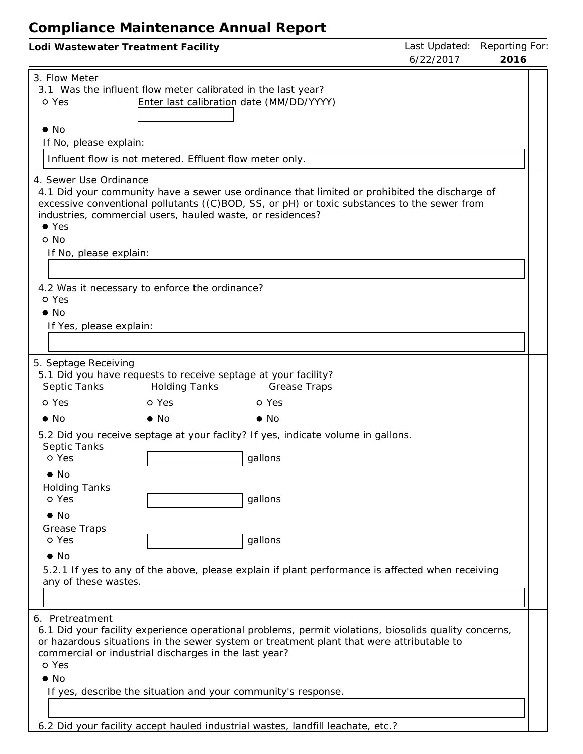# Compliance Maintenance Annual Report

**Lodi Wastewater Treatment Facility**

Last Updated: 6/22/2017 | Reporting For: **2016**

3. Flow Meter

3.1 Was the influent flow meter calibrated in the last year?

○ Yes   Enter last calibration date (MM/DD/YYYY)

● No

If No, please explain:

Influent flow is not metered. Effluent flow meter only.

4. Sewer Use Ordinance

4.1 Did your community have a sewer use ordinance that limited or prohibited the discharge of excessive conventional pollutants ((C)BOD, SS, or pH) or toxic substances to the sewer from industries, commercial users, hauled waste, or residences?

● Yes

○ No

If No, please explain:

4.2 Was it necessary to enforce the ordinance?

○ Yes

● No

If Yes, please explain:

5. Septage Receiving

5.1 Did you have requests to receive septage at your facility?

| Septic Tanks | Holding Tanks | Grease Traps |
|---|---|---|
| ○ Yes | ○ Yes | ○ Yes |
| ● No | ● No | ● No |

5.2 Did you receive septage at your faclity? If yes, indicate volume in gallons.

Septic Tanks

○ Yes  ______ gallons

● No

Holding Tanks

○ Yes  ______ gallons

● No

Grease Traps

○ Yes  ______ gallons

● No

5.2.1 If yes to any of the above, please explain if plant performance is affected when receiving any of these wastes.

6. Pretreatment

6.1 Did your facility experience operational problems, permit violations, biosolids quality concerns, or hazardous situations in the sewer system or treatment plant that were attributable to commercial or industrial discharges in the last year?

○ Yes

● No

If yes, describe the situation and your community's response.

6.2 Did your facility accept hauled industrial wastes, landfill leachate, etc.?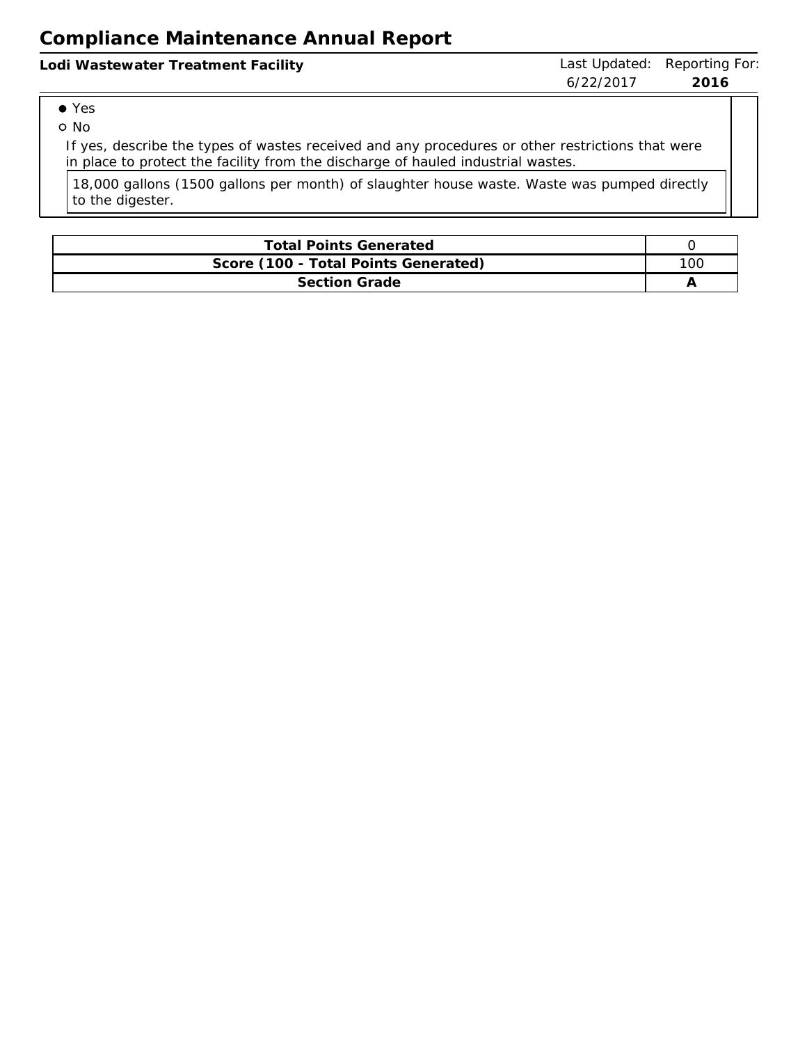- ● Yes
- ○ No

If yes, describe the types of wastes received and any procedures or other restrictions that were in place to protect the facility from the discharge of hauled industrial wastes.

18,000 gallons (1500 gallons per month) of slaughter house waste. Waste was pumped directly to the digester.

| Total Points Generated | 0 |
|---|---|
| Score (100 - Total Points Generated) | 100 |
| **Section Grade** | **A** |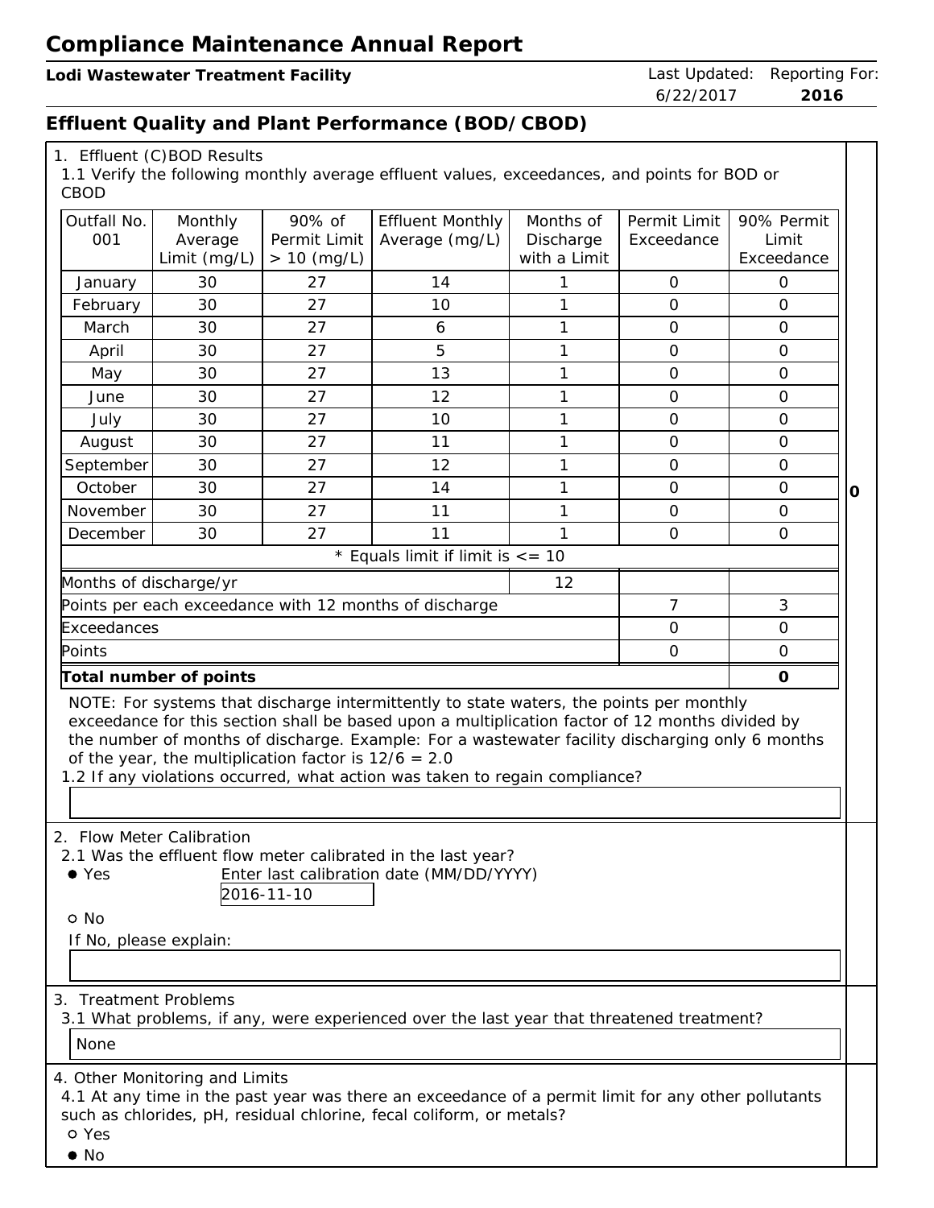# Compliance Maintenance Annual Report

**Lodi Wastewater Treatment Facility**

Last Updated: 6/22/2017 Reporting For: **2016**

## Effluent Quality and Plant Performance (BOD/CBOD)

1. Effluent (C)BOD Results

1.1 Verify the following monthly average effluent values, exceedances, and points for BOD or CBOD

| Outfall No. 001 | Monthly Average Limit (mg/L) | 90% of Permit Limit > 10 (mg/L) | Effluent Monthly Average (mg/L) | Months of Discharge with a Limit | Permit Limit Exceedance | 90% Permit Limit Exceedance |
|---|---|---|---|---|---|---|
| January | 30 | 27 | 14 | 1 | 0 | 0 |
| February | 30 | 27 | 10 | 1 | 0 | 0 |
| March | 30 | 27 | 6 | 1 | 0 | 0 |
| April | 30 | 27 | 5 | 1 | 0 | 0 |
| May | 30 | 27 | 13 | 1 | 0 | 0 |
| June | 30 | 27 | 12 | 1 | 0 | 0 |
| July | 30 | 27 | 10 | 1 | 0 | 0 |
| August | 30 | 27 | 11 | 1 | 0 | 0 |
| September | 30 | 27 | 12 | 1 | 0 | 0 |
| October | 30 | 27 | 14 | 1 | 0 | 0 |
| November | 30 | 27 | 11 | 1 | 0 | 0 |
| December | 30 | 27 | 11 | 1 | 0 | 0 |
| * Equals limit if limit is <= 10 | | | | | | |
| Months of discharge/yr | | | | 12 | | |
| Points per each exceedance with 12 months of discharge | | | | | 7 | 3 |
| Exceedances | | | | | 0 | 0 |
| Points | | | | | 0 | 0 |
| **Total number of points** | | | | | | **0** |

**0**

NOTE: For systems that discharge intermittently to state waters, the points per monthly exceedance for this section shall be based upon a multiplication factor of 12 months divided by the number of months of discharge. Example: For a wastewater facility discharging only 6 months of the year, the multiplication factor is 12/6 = 2.0

1.2 If any violations occurred, what action was taken to regain compliance?

2. Flow Meter Calibration

2.1 Was the effluent flow meter calibrated in the last year?

- ● Yes  Enter last calibration date (MM/DD/YYYY) 2016-11-10
- ○ No

If No, please explain:

3. Treatment Problems

3.1 What problems, if any, were experienced over the last year that threatened treatment?

None

4. Other Monitoring and Limits

4.1 At any time in the past year was there an exceedance of a permit limit for any other pollutants such as chlorides, pH, residual chlorine, fecal coliform, or metals?

- ○ Yes
- ● No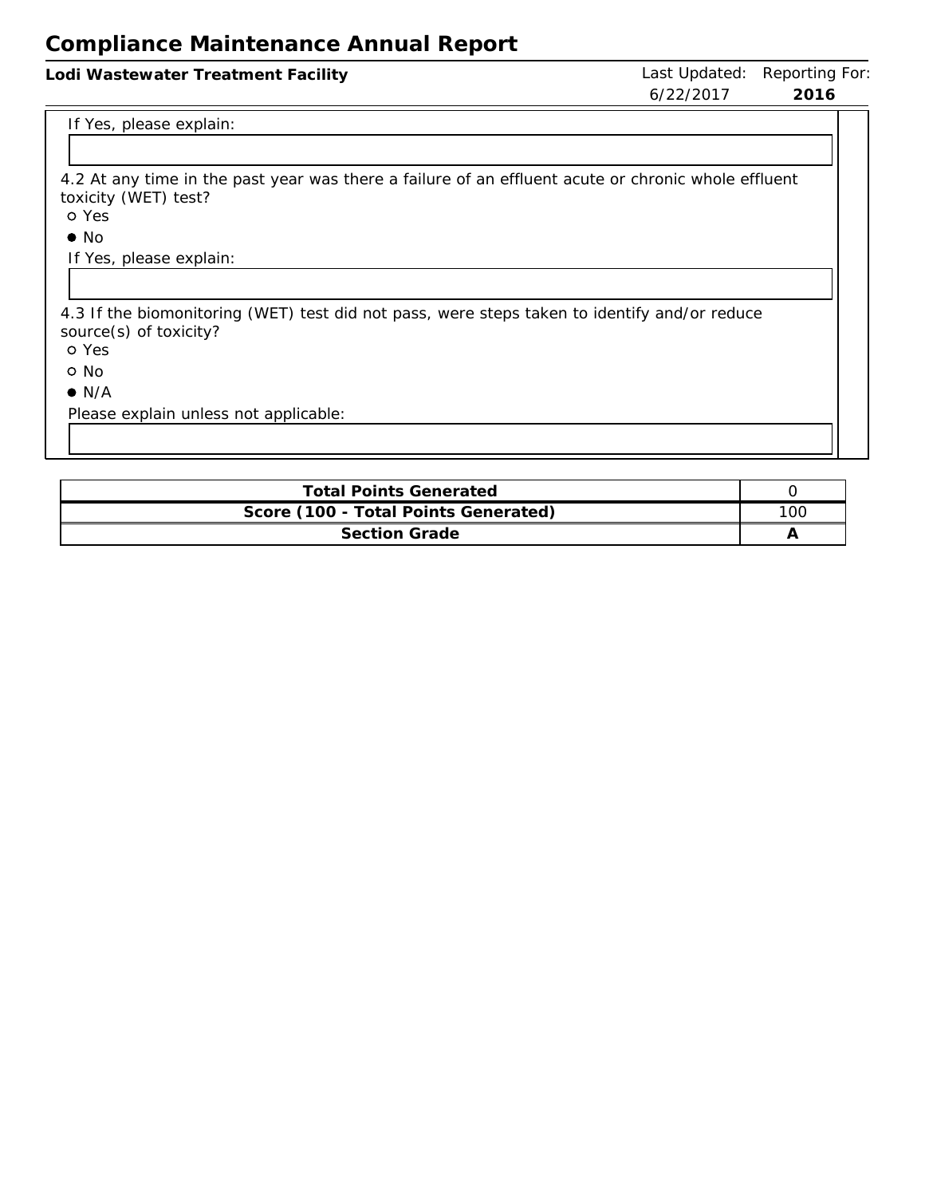If Yes, please explain:

4.2 At any time in the past year was there a failure of an effluent acute or chronic whole effluent toxicity (WET) test?

- ○ Yes
- ● No

If Yes, please explain:

4.3 If the biomonitoring (WET) test did not pass, were steps taken to identify and/or reduce source(s) of toxicity?

- ○ Yes
- ○ No
- ● N/A

Please explain unless not applicable:

| **Total Points Generated** | 0 |
|---|---|
| **Score (100 - Total Points Generated)** | 100 |
| **Section Grade** | **A** |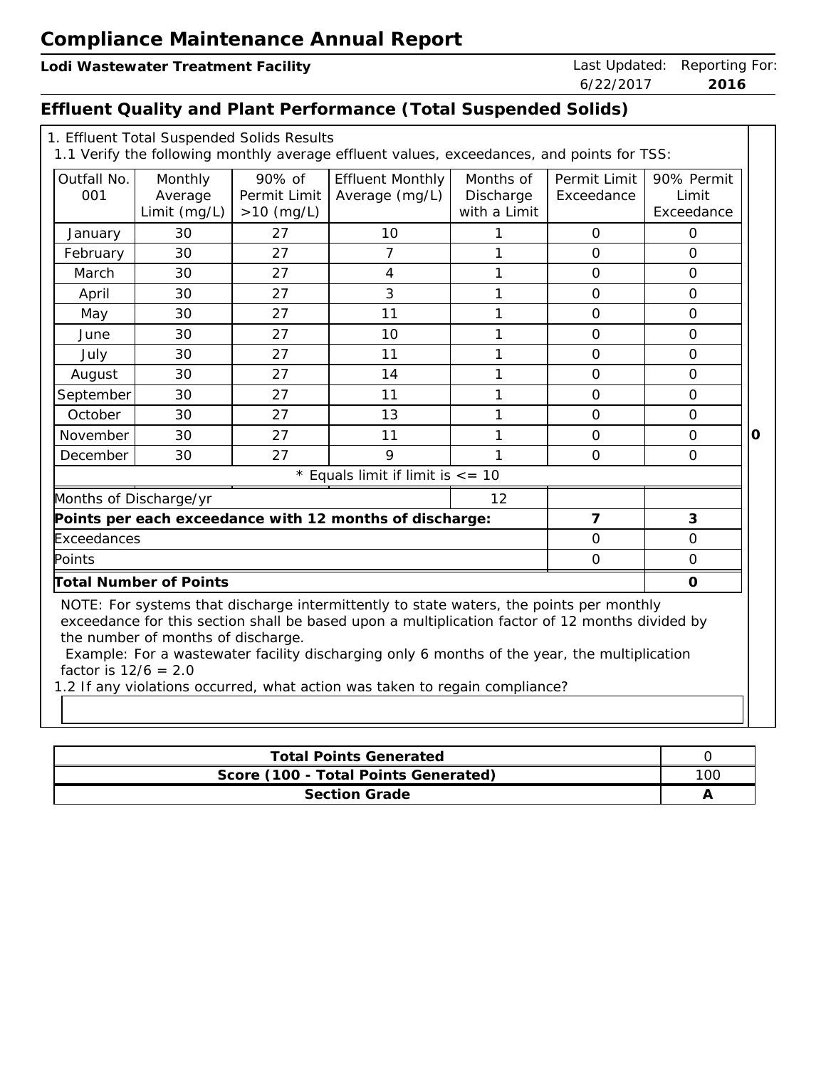# Compliance Maintenance Annual Report

**Lodi Wastewater Treatment Facility**

Last Updated: 6/22/2017 Reporting For: **2016**

## Effluent Quality and Plant Performance (Total Suspended Solids)

1. Effluent Total Suspended Solids Results

1.1 Verify the following monthly average effluent values, exceedances, and points for TSS:

| Outfall No. 001 | Monthly Average Limit (mg/L) | 90% of Permit Limit >10 (mg/L) | Effluent Monthly Average (mg/L) | Months of Discharge with a Limit | Permit Limit Exceedance | 90% Permit Limit Exceedance |
|---|---|---|---|---|---|---|
| January | 30 | 27 | 10 | 1 | 0 | 0 |
| February | 30 | 27 | 7 | 1 | 0 | 0 |
| March | 30 | 27 | 4 | 1 | 0 | 0 |
| April | 30 | 27 | 3 | 1 | 0 | 0 |
| May | 30 | 27 | 11 | 1 | 0 | 0 |
| June | 30 | 27 | 10 | 1 | 0 | 0 |
| July | 30 | 27 | 11 | 1 | 0 | 0 |
| August | 30 | 27 | 14 | 1 | 0 | 0 |
| September | 30 | 27 | 11 | 1 | 0 | 0 |
| October | 30 | 27 | 13 | 1 | 0 | 0 |
| November | 30 | 27 | 11 | 1 | 0 | 0 |
| December | 30 | 27 | 9 | 1 | 0 | 0 |
| * Equals limit if limit is <= 10 | | | | | | |
| Months of Discharge/yr | | | | 12 | | |
| **Points per each exceedance with 12 months of discharge:** | | | | | **7** | **3** |
| Exceedances | | | | | 0 | 0 |
| Points | | | | | 0 | 0 |
| **Total Number of Points** | | | | | | **0** |

**0**

NOTE: For systems that discharge intermittently to state waters, the points per monthly exceedance for this section shall be based upon a multiplication factor of 12 months divided by the number of months of discharge.

Example: For a wastewater facility discharging only 6 months of the year, the multiplication factor is 12/6 = 2.0

1.2 If any violations occurred, what action was taken to regain compliance?

| **Total Points Generated** | 0 |
|---|---|
| **Score (100 - Total Points Generated)** | 100 |
| **Section Grade** | **A** |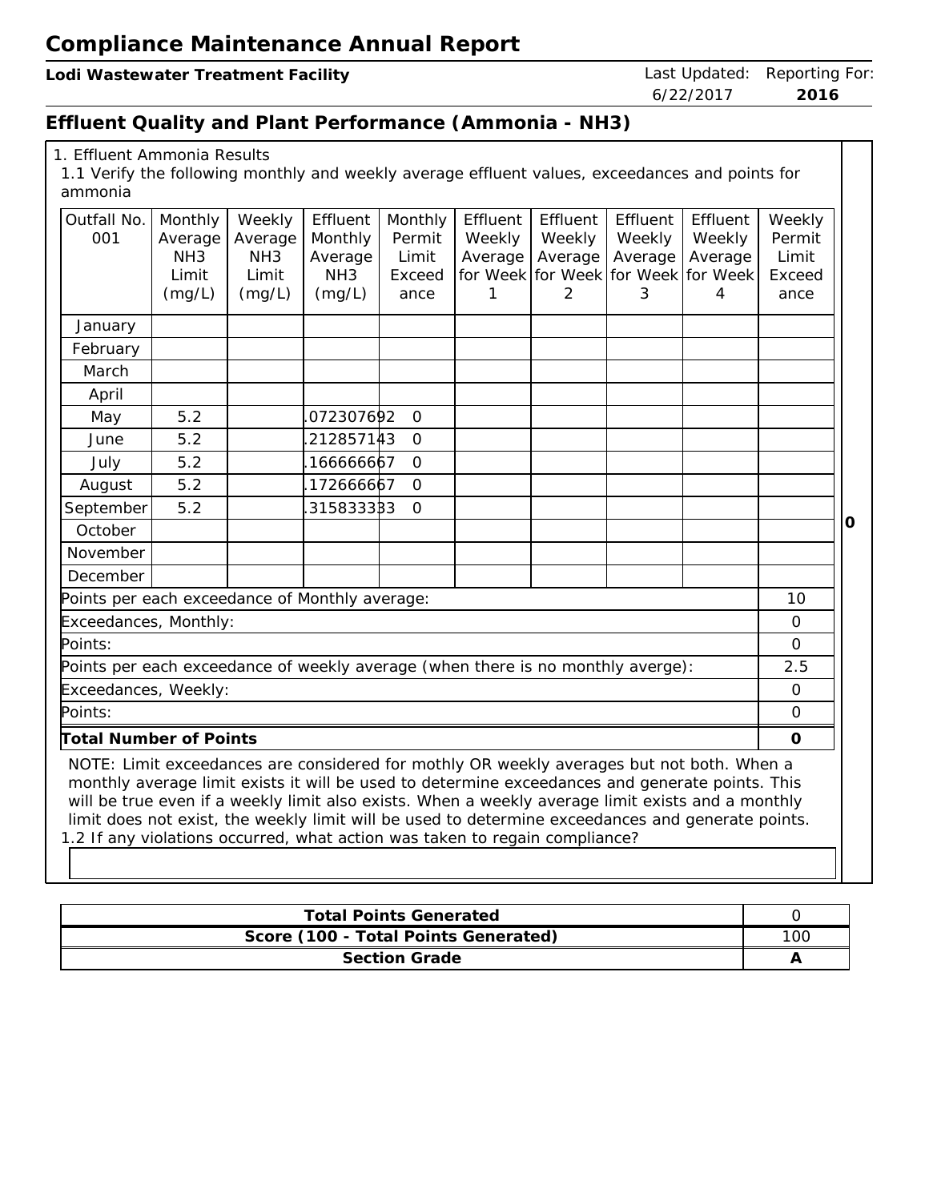# Compliance Maintenance Annual Report

**Lodi Wastewater Treatment Facility**

Last Updated: 6/22/2017 Reporting For: **2016**

## Effluent Quality and Plant Performance (Ammonia - NH3)

1. Effluent Ammonia Results

1.1 Verify the following monthly and weekly average effluent values, exceedances and points for ammonia

| Outfall No. 001 | Monthly Average NH3 Limit (mg/L) | Weekly Average NH3 Limit (mg/L) | Effluent Monthly Average NH3 (mg/L) | Monthly Permit Limit Exceedance | Effluent Weekly Average for Week 1 | Effluent Weekly Average for Week 2 | Effluent Weekly Average for Week 3 | Effluent Weekly Average for Week 4 | Weekly Permit Limit Exceedance |
|---|---|---|---|---|---|---|---|---|---|
| January | | | | | | | | | |
| February | | | | | | | | | |
| March | | | | | | | | | |
| April | | | | | | | | | |
| May | 5.2 | | .072307692 | 0 | | | | | |
| June | 5.2 | | .212857143 | 0 | | | | | |
| July | 5.2 | | .166666667 | 0 | | | | | |
| August | 5.2 | | .172666667 | 0 | | | | | |
| September | 5.2 | | .315833333 | 0 | | | | | |
| October | | | | | | | | | |
| November | | | | | | | | | |
| December | | | | | | | | | |

| | |
|---|---|
| Points per each exceedance of Monthly average: | 10 |
| Exceedances, Monthly: | 0 |
| Points: | 0 |
| Points per each exceedance of weekly average (when there is no monthly averge): | 2.5 |
| Exceedances, Weekly: | 0 |
| Points: | 0 |
| **Total Number of Points** | **0** |

**0**

NOTE: Limit exceedances are considered for mothly OR weekly averages but not both. When a monthly average limit exists it will be used to determine exceedances and generate points. This will be true even if a weekly limit also exists. When a weekly average limit exists and a monthly limit does not exist, the weekly limit will be used to determine exceedances and generate points.

1.2 If any violations occurred, what action was taken to regain compliance?

| | |
|---|---|
| **Total Points Generated** | 0 |
| **Score (100 - Total Points Generated)** | 100 |
| **Section Grade** | **A** |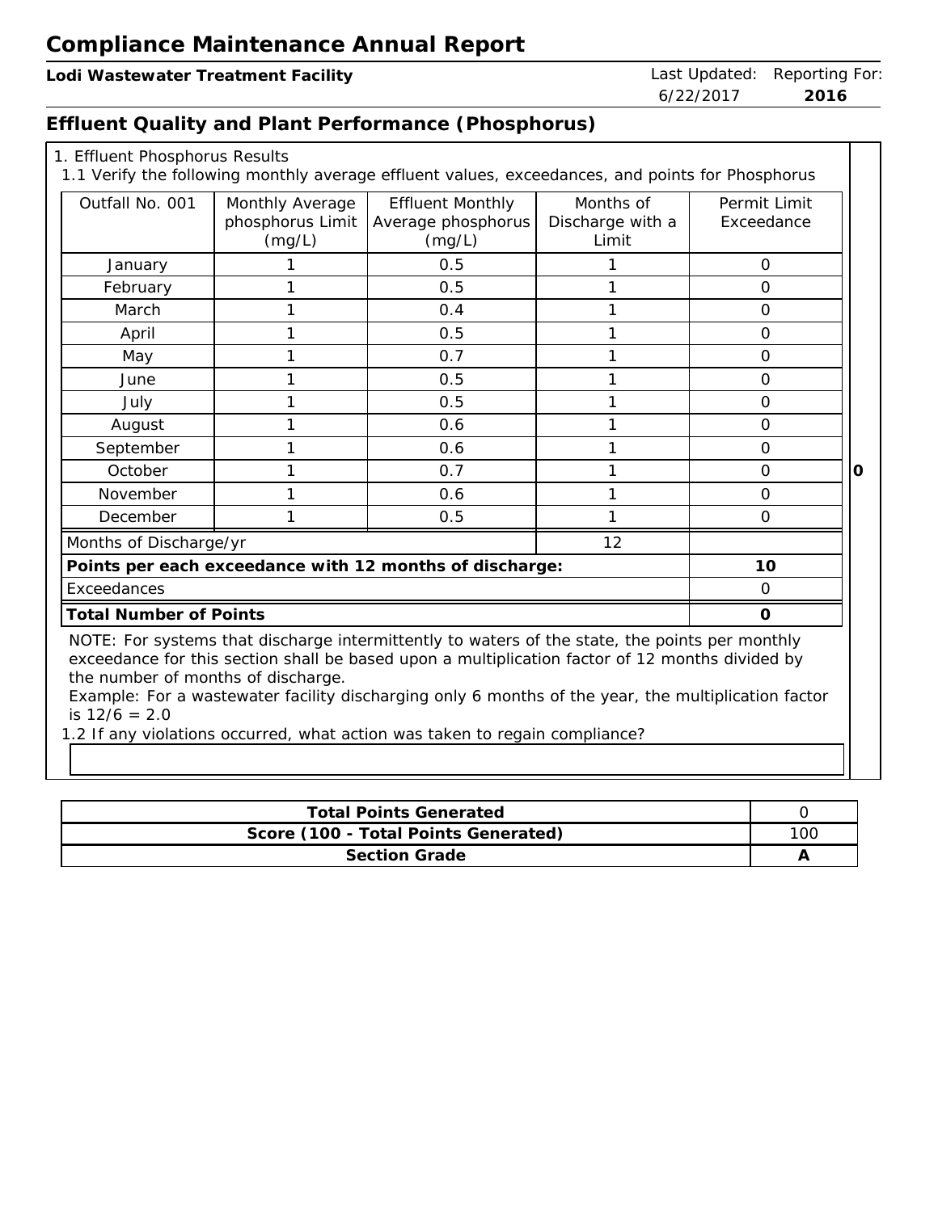# Compliance Maintenance Annual Report

**Lodi Wastewater Treatment Facility**

Last Updated: 6/22/2017 | Reporting For: **2016**

## Effluent Quality and Plant Performance (Phosphorus)

1. Effluent Phosphorus Results

1.1 Verify the following monthly average effluent values, exceedances, and points for Phosphorus

| Outfall No. 001 | Monthly Average phosphorus Limit (mg/L) | Effluent Monthly Average phosphorus (mg/L) | Months of Discharge with a Limit | Permit Limit Exceedance |
|---|---|---|---|---|
| January | 1 | 0.5 | 1 | 0 |
| February | 1 | 0.5 | 1 | 0 |
| March | 1 | 0.4 | 1 | 0 |
| April | 1 | 0.5 | 1 | 0 |
| May | 1 | 0.7 | 1 | 0 |
| June | 1 | 0.5 | 1 | 0 |
| July | 1 | 0.5 | 1 | 0 |
| August | 1 | 0.6 | 1 | 0 |
| September | 1 | 0.6 | 1 | 0 |
| October | 1 | 0.7 | 1 | 0 |
| November | 1 | 0.6 | 1 | 0 |
| December | 1 | 0.5 | 1 | 0 |
| Months of Discharge/yr | | | 12 | |
| **Points per each exceedance with 12 months of discharge:** | | | | **10** |
| Exceedances | | | | 0 |
| **Total Number of Points** | | | | **0** |

**0**

NOTE: For systems that discharge intermittently to waters of the state, the points per monthly exceedance for this section shall be based upon a multiplication factor of 12 months divided by the number of months of discharge.
Example: For a wastewater facility discharging only 6 months of the year, the multiplication factor is 12/6 = 2.0

1.2 If any violations occurred, what action was taken to regain compliance?

| **Total Points Generated** | 0 |
|---|---|
| **Score (100 - Total Points Generated)** | 100 |
| **Section Grade** | **A** |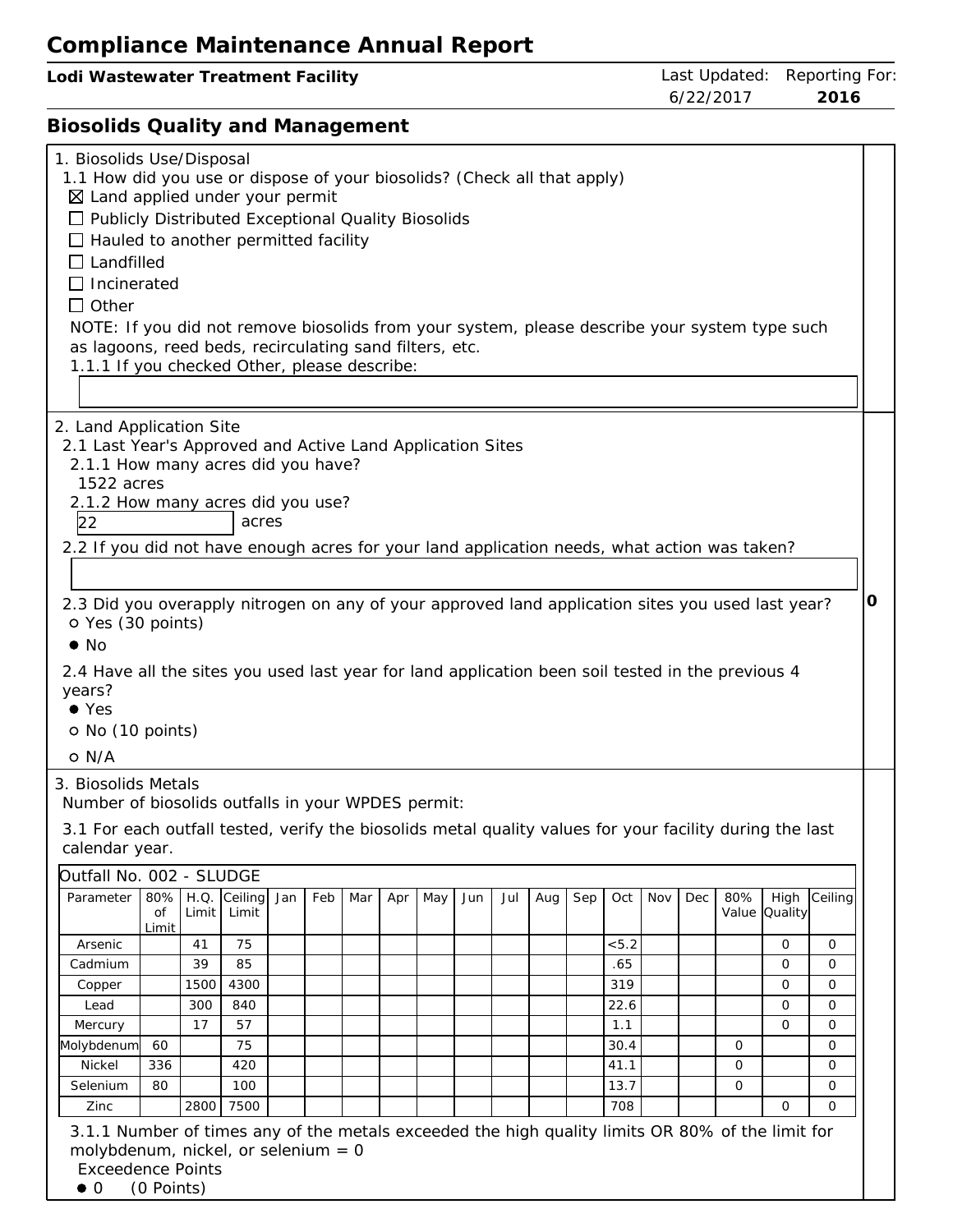# Compliance Maintenance Annual Report

**Lodi Wastewater Treatment Facility**

Last Updated: 6/22/2017 | Reporting For: **2016**

## Biosolids Quality and Management

1. Biosolids Use/Disposal

1.1 How did you use or dispose of your biosolids? (Check all that apply)

- ☒ Land applied under your permit
- ☐ Publicly Distributed Exceptional Quality Biosolids
- ☐ Hauled to another permitted facility
- ☐ Landfilled
- ☐ Incinerated
- ☐ Other

NOTE: If you did not remove biosolids from your system, please describe your system type such as lagoons, reed beds, recirculating sand filters, etc.

1.1.1 If you checked Other, please describe:

2. Land Application Site

2.1 Last Year's Approved and Active Land Application Sites

2.1.1 How many acres did you have?

1522 acres

2.1.2 How many acres did you use?

22 acres

2.2 If you did not have enough acres for your land application needs, what action was taken?

2.3 Did you overapply nitrogen on any of your approved land application sites you used last year?

- ○ Yes (30 points)
- ● No

2.4 Have all the sites you used last year for land application been soil tested in the previous 4 years?

- ● Yes
- ○ No (10 points)
- ○ N/A

**0**

3. Biosolids Metals

Number of biosolids outfalls in your WPDES permit:

3.1 For each outfall tested, verify the biosolids metal quality values for your facility during the last calendar year.

Outfall No. 002 - SLUDGE

| Parameter | 80% of Limit | H.Q. Limit | Ceiling Limit | Jan | Feb | Mar | Apr | May | Jun | Jul | Aug | Sep | Oct | Nov | Dec | 80% Value | High Quality | Ceiling |
|---|---|---|---|---|---|---|---|---|---|---|---|---|---|---|---|---|---|---|
| Arsenic | | 41 | 75 | | | | | | | | | | <5.2 | | | | 0 | 0 |
| Cadmium | | 39 | 85 | | | | | | | | | | .65 | | | | 0 | 0 |
| Copper | | 1500 | 4300 | | | | | | | | | | 319 | | | | 0 | 0 |
| Lead | | 300 | 840 | | | | | | | | | | 22.6 | | | | 0 | 0 |
| Mercury | | 17 | 57 | | | | | | | | | | 1.1 | | | | 0 | 0 |
| Molybdenum | 60 | | 75 | | | | | | | | | | 30.4 | | | 0 | | 0 |
| Nickel | 336 | | 420 | | | | | | | | | | 41.1 | | | 0 | | 0 |
| Selenium | 80 | | 100 | | | | | | | | | | 13.7 | | | 0 | | 0 |
| Zinc | | 2800 | 7500 | | | | | | | | | | 708 | | | | 0 | 0 |

3.1.1 Number of times any of the metals exceeded the high quality limits OR 80% of the limit for molybdenum, nickel, or selenium = 0

Exceedence Points

- ● 0 (0 Points)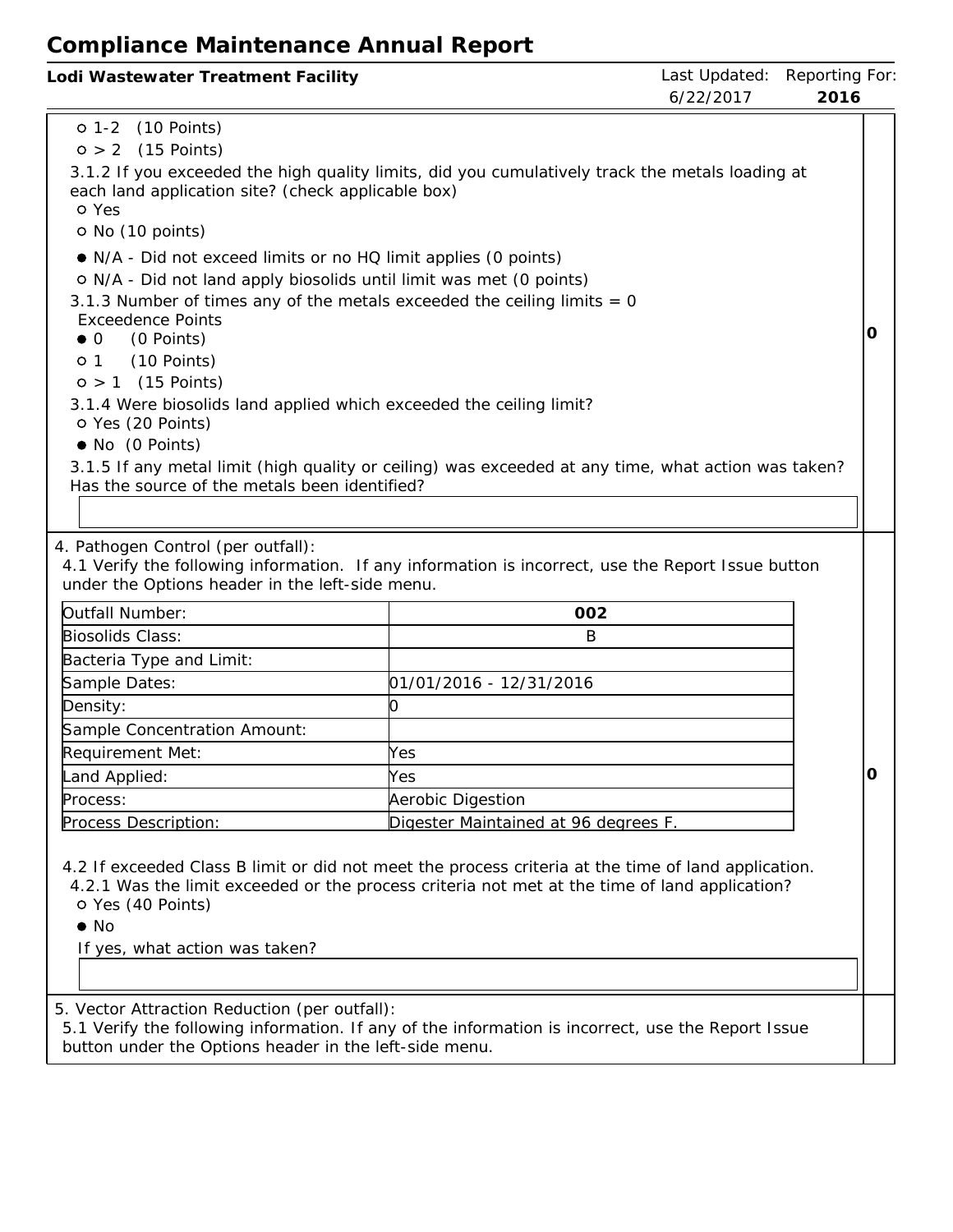# Compliance Maintenance Annual Report

**Lodi Wastewater Treatment Facility** | Last Updated: 6/22/2017 | Reporting For: **2016**

- ○ 1-2 (10 Points)
- ○ > 2 (15 Points)

3.1.2 If you exceeded the high quality limits, did you cumulatively track the metals loading at each land application site? (check applicable box)

- ○ Yes
- ○ No (10 points)
- ● N/A - Did not exceed limits or no HQ limit applies (0 points)
- ○ N/A - Did not land apply biosolids until limit was met (0 points)

3.1.3 Number of times any of the metals exceeded the ceiling limits = 0

Exceedence Points

- ● 0 (0 Points)
- ○ 1 (10 Points)
- ○ > 1 (15 Points)

3.1.4 Were biosolids land applied which exceeded the ceiling limit?

- ○ Yes (20 Points)
- ● No (0 Points)

3.1.5 If any metal limit (high quality or ceiling) was exceeded at any time, what action was taken? Has the source of the metals been identified?

**0**

4. Pathogen Control (per outfall):

4.1 Verify the following information. If any information is incorrect, use the Report Issue button under the Options header in the left-side menu.

| Outfall Number: | **002** |
|---|---|
| Biosolids Class: | B |
| Bacteria Type and Limit: | |
| Sample Dates: | 01/01/2016 - 12/31/2016 |
| Density: | 0 |
| Sample Concentration Amount: | |
| Requirement Met: | Yes |
| Land Applied: | Yes |
| Process: | Aerobic Digestion |
| Process Description: | Digester Maintained at 96 degrees F. |

4.2 If exceeded Class B limit or did not meet the process criteria at the time of land application.

4.2.1 Was the limit exceeded or the process criteria not met at the time of land application?

- ○ Yes (40 Points)
- ● No

If yes, what action was taken?

**0**

5. Vector Attraction Reduction (per outfall):

5.1 Verify the following information. If any of the information is incorrect, use the Report Issue button under the Options header in the left-side menu.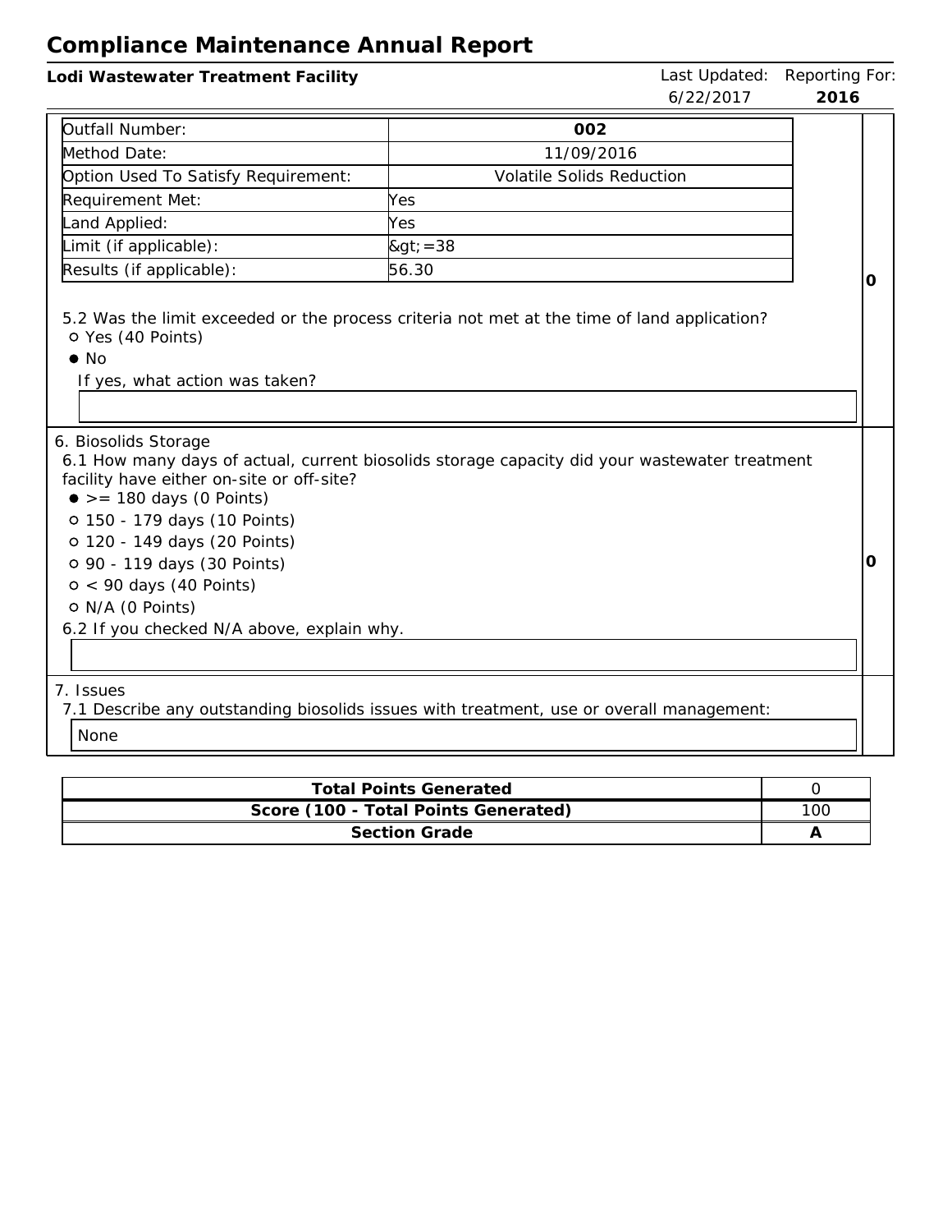# Compliance Maintenance Annual Report

**Lodi Wastewater Treatment Facility**

Last Updated: 6/22/2017 | Reporting For: **2016**

| Outfall Number: | **002** |
|---|---|
| Method Date: | 11/09/2016 |
| Option Used To Satisfy Requirement: | Volatile Solids Reduction |
| Requirement Met: | Yes |
| Land Applied: | Yes |
| Limit (if applicable): | &gt;=38 |
| Results (if applicable): | 56.30 |

5.2 Was the limit exceeded or the process criteria not met at the time of land application?

- ○ Yes (40 Points)
- ● No

If yes, what action was taken?

**0**

6. Biosolids Storage

6.1 How many days of actual, current biosolids storage capacity did your wastewater treatment facility have either on-site or off-site?

- ● >= 180 days (0 Points)
- ○ 150 - 179 days (10 Points)
- ○ 120 - 149 days (20 Points)
- ○ 90 - 119 days (30 Points)
- ○ < 90 days (40 Points)
- ○ N/A (0 Points)

6.2 If you checked N/A above, explain why.

**0**

7. Issues

7.1 Describe any outstanding biosolids issues with treatment, use or overall management:

None

| **Total Points Generated** | 0 |
|---|---|
| **Score (100 - Total Points Generated)** | 100 |
| **Section Grade** | **A** |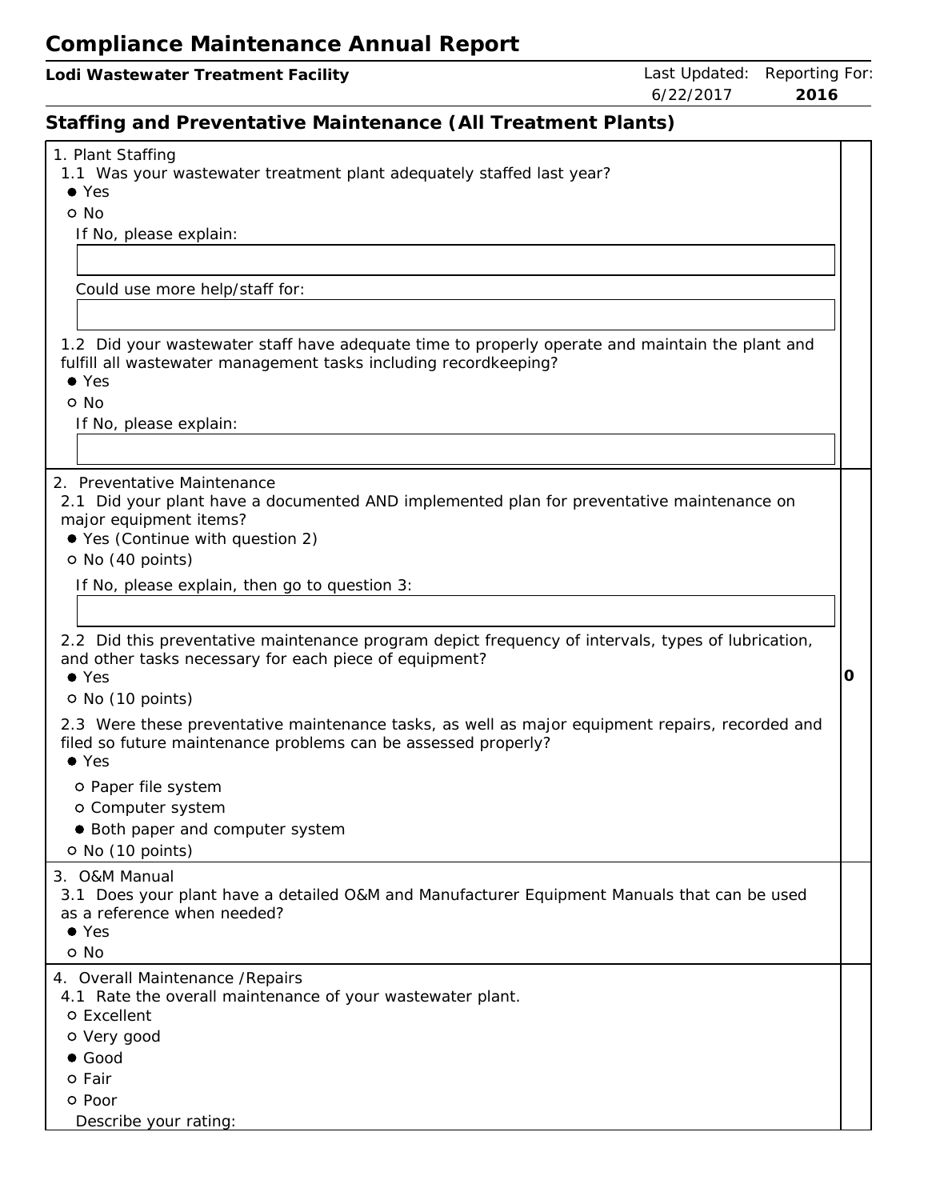# Compliance Maintenance Annual Report

**Lodi Wastewater Treatment Facility**

Last Updated: 6/22/2017 | Reporting For: **2016**

## Staffing and Preventative Maintenance (All Treatment Plants)

1. Plant Staffing

1.1 Was your wastewater treatment plant adequately staffed last year?

- ● Yes
- ○ No

If No, please explain:

Could use more help/staff for:

1.2 Did your wastewater staff have adequate time to properly operate and maintain the plant and fulfill all wastewater management tasks including recordkeeping?

- ● Yes
- ○ No

If No, please explain:

2. Preventative Maintenance

2.1 Did your plant have a documented AND implemented plan for preventative maintenance on major equipment items?

- ● Yes (Continue with question 2)
- ○ No (40 points)

If No, please explain, then go to question 3:

2.2 Did this preventative maintenance program depict frequency of intervals, types of lubrication, and other tasks necessary for each piece of equipment?

- ● Yes
- ○ No (10 points)

2.3 Were these preventative maintenance tasks, as well as major equipment repairs, recorded and filed so future maintenance problems can be assessed properly?

- ● Yes
  - ○ Paper file system
  - ○ Computer system
  - ● Both paper and computer system
- ○ No (10 points)

**0**

3. O&M Manual

3.1 Does your plant have a detailed O&M and Manufacturer Equipment Manuals that can be used as a reference when needed?

- ● Yes
- ○ No

4. Overall Maintenance /Repairs

4.1 Rate the overall maintenance of your wastewater plant.

- ○ Excellent
- ○ Very good
- ● Good
- ○ Fair
- ○ Poor

Describe your rating: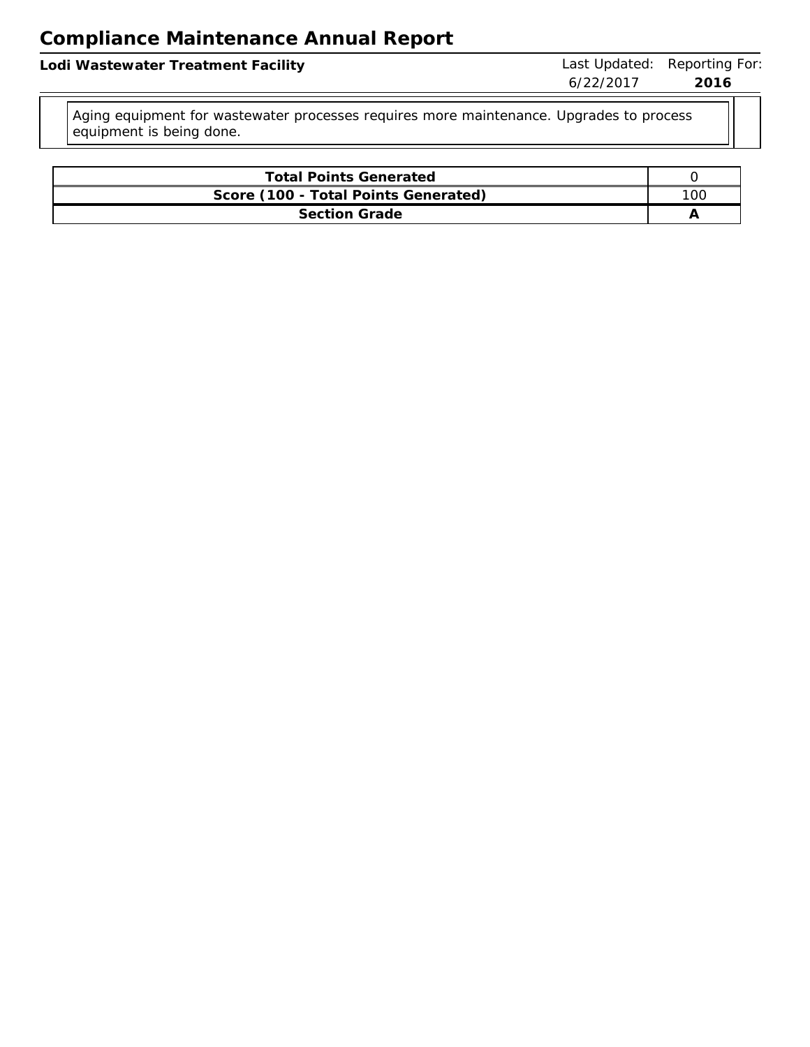Aging equipment for wastewater processes requires more maintenance. Upgrades to process equipment is being done.

| Total Points Generated | 0 |
|---|---|
| Score (100 - Total Points Generated) | 100 |
| **Section Grade** | **A** |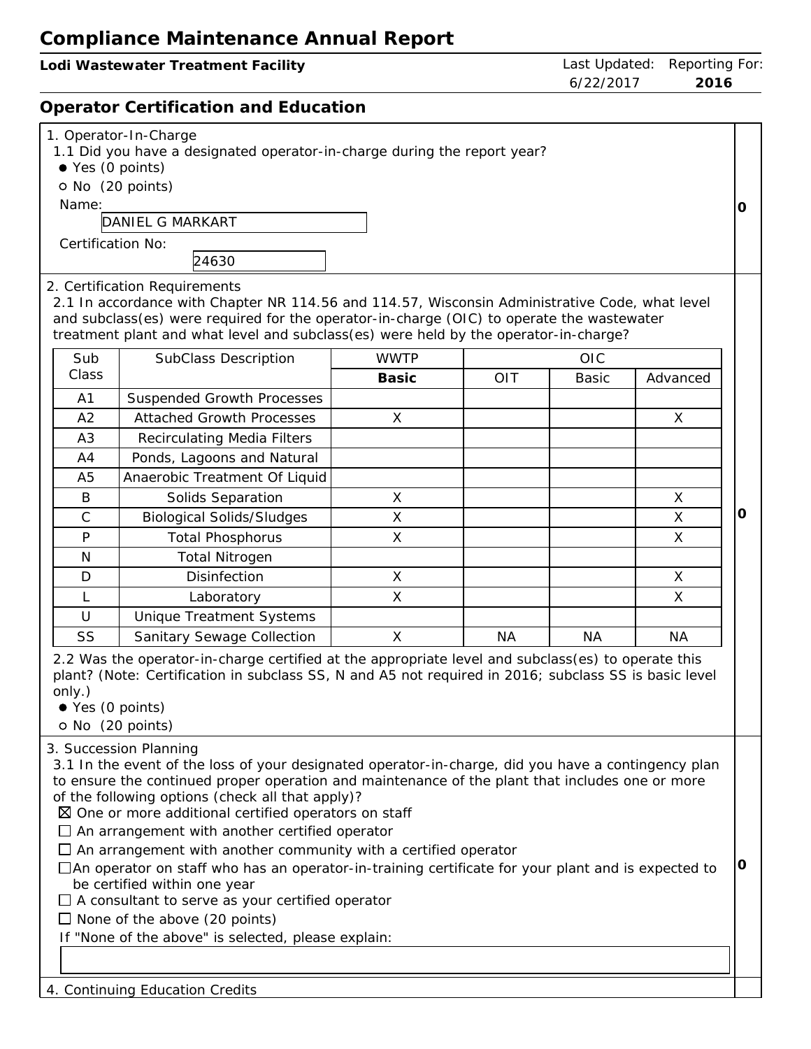# Compliance Maintenance Annual Report

**Lodi Wastewater Treatment Facility**

Last Updated: 6/22/2017 | Reporting For: **2016**

## Operator Certification and Education

1. Operator-In-Charge

1.1 Did you have a designated operator-in-charge during the report year?

- ● Yes (0 points)
- ○ No (20 points)

Name: DANIEL G MARKART

Certification No: 24630

**0**

2. Certification Requirements

2.1 In accordance with Chapter NR 114.56 and 114.57, Wisconsin Administrative Code, what level and subclass(es) were required for the operator-in-charge (OIC) to operate the wastewater treatment plant and what level and subclass(es) were held by the operator-in-charge?

| Sub Class | SubClass Description | WWTP | OIC | | |
|---|---|---|---|---|---|
| | | **Basic** | OIT | Basic | Advanced |
| A1 | Suspended Growth Processes | | | | |
| A2 | Attached Growth Processes | X | | | X |
| A3 | Recirculating Media Filters | | | | |
| A4 | Ponds, Lagoons and Natural | | | | |
| A5 | Anaerobic Treatment Of Liquid | | | | |
| B | Solids Separation | X | | | X |
| C | Biological Solids/Sludges | X | | | X |
| P | Total Phosphorus | X | | | X |
| N | Total Nitrogen | | | | |
| D | Disinfection | X | | | X |
| L | Laboratory | X | | | X |
| U | Unique Treatment Systems | | | | |
| SS | Sanitary Sewage Collection | X | NA | NA | NA |

2.2 Was the operator-in-charge certified at the appropriate level and subclass(es) to operate this plant? (Note: Certification in subclass SS, N and A5 not required in 2016; subclass SS is basic level only.)

- ● Yes (0 points)
- ○ No (20 points)

**0**

3. Succession Planning

3.1 In the event of the loss of your designated operator-in-charge, did you have a contingency plan to ensure the continued proper operation and maintenance of the plant that includes one or more of the following options (check all that apply)?

- ☒ One or more additional certified operators on staff
- ☐ An arrangement with another certified operator
- ☐ An arrangement with another community with a certified operator
- ☐ An operator on staff who has an operator-in-training certificate for your plant and is expected to be certified within one year
- ☐ A consultant to serve as your certified operator
- ☐ None of the above (20 points)

If "None of the above" is selected, please explain:

**0**

4. Continuing Education Credits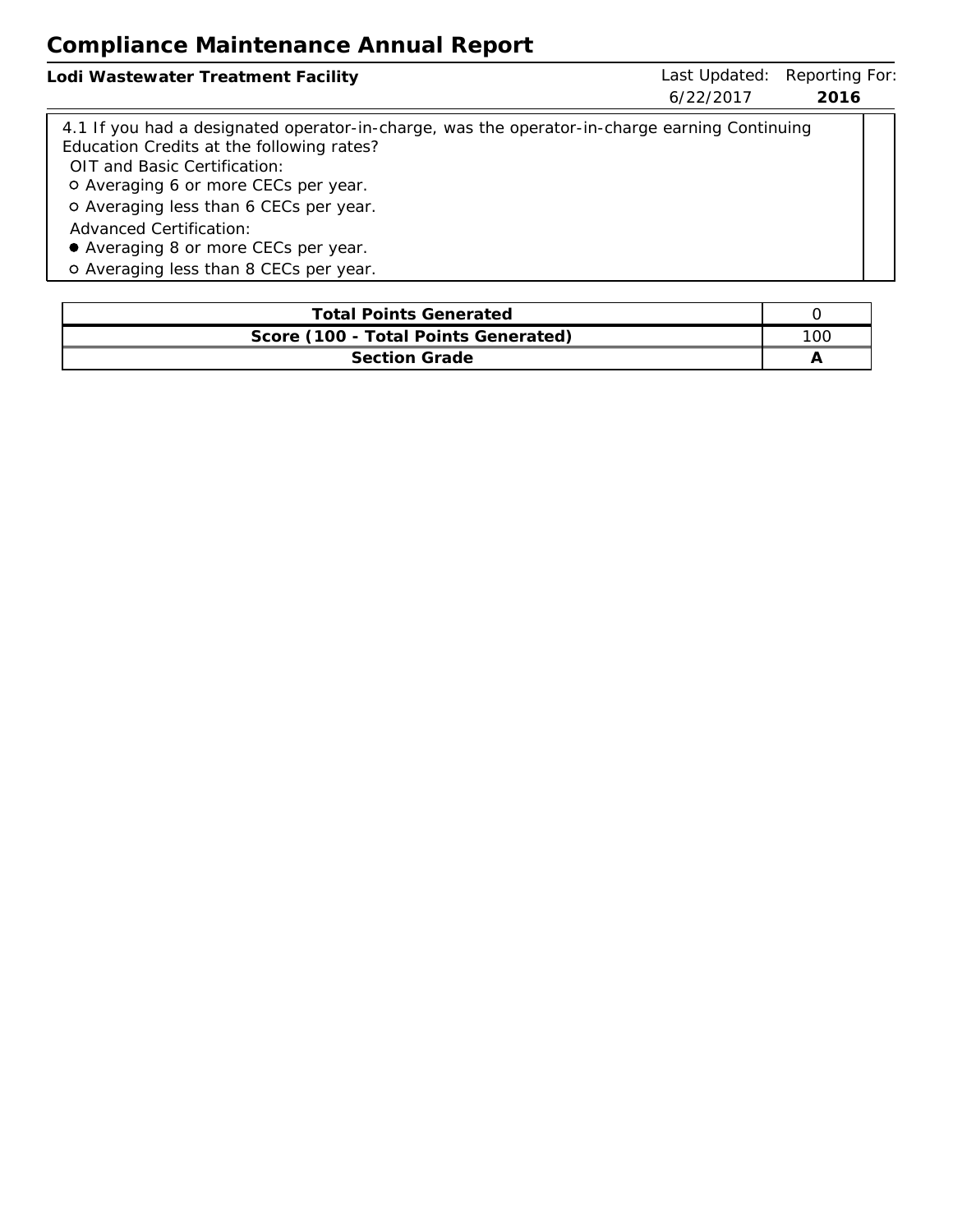# Compliance Maintenance Annual Report

**Lodi Wastewater Treatment Facility** | Last Updated: 6/22/2017 | Reporting For: **2016**

4.1 If you had a designated operator-in-charge, was the operator-in-charge earning Continuing Education Credits at the following rates?

OIT and Basic Certification:
- ○ Averaging 6 or more CECs per year.
- ○ Averaging less than 6 CECs per year.

Advanced Certification:
- ● Averaging 8 or more CECs per year.
- ○ Averaging less than 8 CECs per year.

| | |
|---|---|
| **Total Points Generated** | 0 |
| **Score (100 - Total Points Generated)** | 100 |
| **Section Grade** | **A** |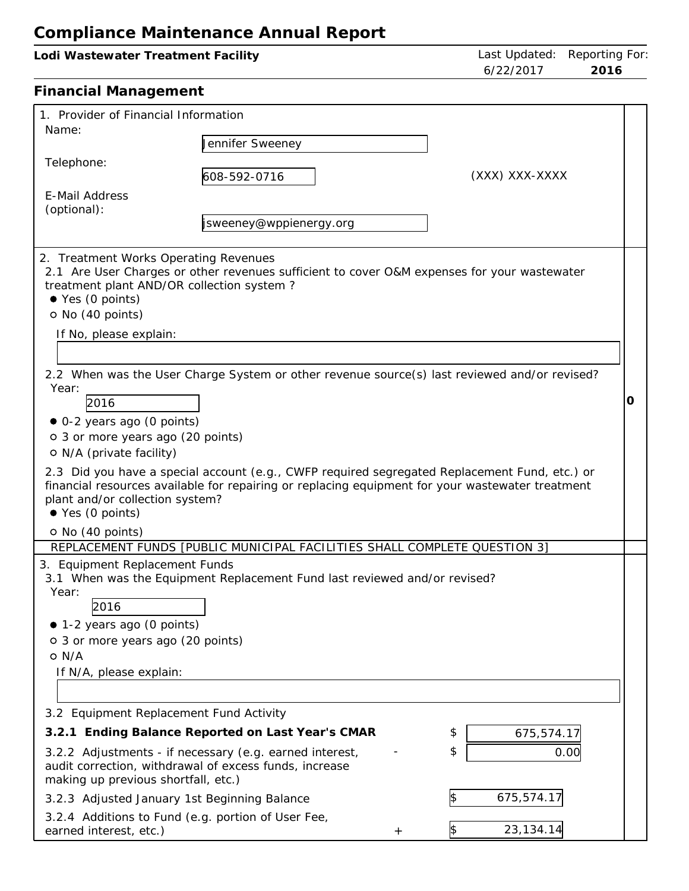# Compliance Maintenance Annual Report

**Lodi Wastewater Treatment Facility**

Last Updated: 6/22/2017 Reporting For: **2016**

## Financial Management

1. Provider of Financial Information

Name: Jennifer Sweeney

Telephone: 608-592-0716 (XXX) XXX-XXXX

E-Mail Address (optional): jsweeney@wppienergy.org

2. Treatment Works Operating Revenues

2.1 Are User Charges or other revenues sufficient to cover O&M expenses for your wastewater treatment plant AND/OR collection system ?

- ● Yes (0 points)
- ○ No (40 points)

If No, please explain:

2.2 When was the User Charge System or other revenue source(s) last reviewed and/or revised?

Year: 2016

- ● 0-2 years ago (0 points)
- ○ 3 or more years ago (20 points)
- ○ N/A (private facility)

2.3 Did you have a special account (e.g., CWFP required segregated Replacement Fund, etc.) or financial resources available for repairing or replacing equipment for your wastewater treatment plant and/or collection system?

- ● Yes (0 points)
- ○ No (40 points)

**0**

REPLACEMENT FUNDS [PUBLIC MUNICIPAL FACILITIES SHALL COMPLETE QUESTION 3]

3. Equipment Replacement Funds

3.1 When was the Equipment Replacement Fund last reviewed and/or revised?

Year: 2016

- ● 1-2 years ago (0 points)
- ○ 3 or more years ago (20 points)
- ○ N/A

If N/A, please explain:

3.2 Equipment Replacement Fund Activity

| | | |
|---|---|---|
| **3.2.1 Ending Balance Reported on Last Year's CMAR** | | $ 675,574.17 |
| 3.2.2 Adjustments - if necessary (e.g. earned interest, audit correction, withdrawal of excess funds, increase making up previous shortfall, etc.) | - | $ 0.00 |
| 3.2.3 Adjusted January 1st Beginning Balance | | $ 675,574.17 |
| 3.2.4 Additions to Fund (e.g. portion of User Fee, earned interest, etc.) | + | $ 23,134.14 |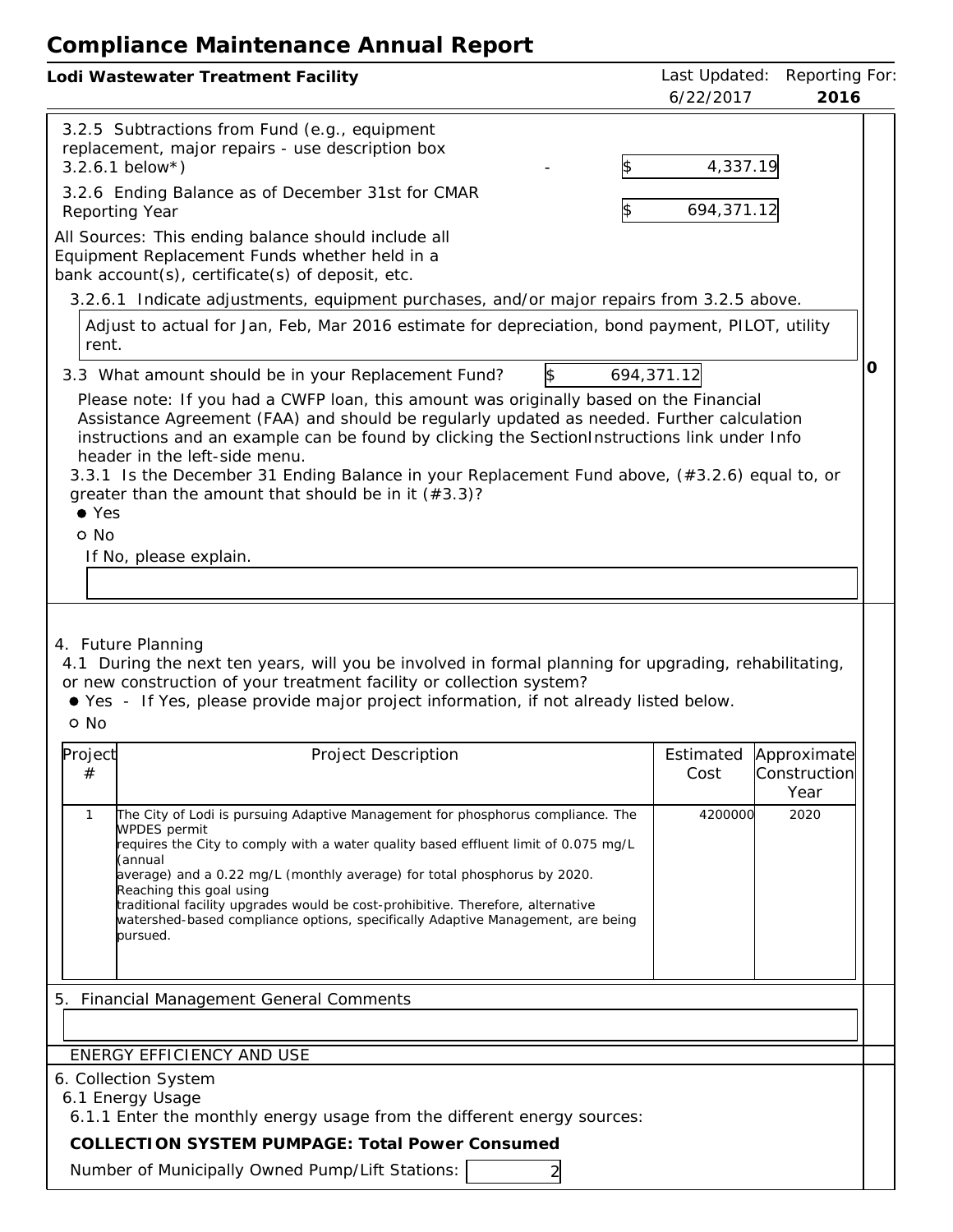# Compliance Maintenance Annual Report

**Lodi Wastewater Treatment Facility** — Last Updated: 6/22/2017 — Reporting For: **2016**

3.2.5 Subtractions from Fund (e.g., equipment replacement, major repairs - use description box 3.2.6.1 below*) - $ 4,337.19

3.2.6 Ending Balance as of December 31st for CMAR Reporting Year $ 694,371.12

All Sources: This ending balance should include all Equipment Replacement Funds whether held in a bank account(s), certificate(s) of deposit, etc.

3.2.6.1 Indicate adjustments, equipment purchases, and/or major repairs from 3.2.5 above.

Adjust to actual for Jan, Feb, Mar 2016 estimate for depreciation, bond payment, PILOT, utility rent.

3.3 What amount should be in your Replacement Fund? $ 694,371.12

**0**

Please note: If you had a CWFP loan, this amount was originally based on the Financial Assistance Agreement (FAA) and should be regularly updated as needed. Further calculation instructions and an example can be found by clicking the SectionInstructions link under Info header in the left-side menu.

3.3.1 Is the December 31 Ending Balance in your Replacement Fund above, (#3.2.6) equal to, or greater than the amount that should be in it (#3.3)?

- ● Yes
- ○ No

If No, please explain.

4. Future Planning

4.1 During the next ten years, will you be involved in formal planning for upgrading, rehabilitating, or new construction of your treatment facility or collection system?

- ● Yes - If Yes, please provide major project information, if not already listed below.
- ○ No

| Project # | Project Description | Estimated Cost | Approximate Construction Year |
|---|---|---|---|
| 1 | The City of Lodi is pursuing Adaptive Management for phosphorus compliance. The WPDES permit requires the City to comply with a water quality based effluent limit of 0.075 mg/L (annual average) and a 0.22 mg/L (monthly average) for total phosphorus by 2020. Reaching this goal using traditional facility upgrades would be cost-prohibitive. Therefore, alternative watershed-based compliance options, specifically Adaptive Management, are being pursued. | 4200000 | 2020 |

5. Financial Management General Comments

ENERGY EFFICIENCY AND USE

6. Collection System

6.1 Energy Usage

6.1.1 Enter the monthly energy usage from the different energy sources:

**COLLECTION SYSTEM PUMPAGE: Total Power Consumed**

Number of Municipally Owned Pump/Lift Stations: 2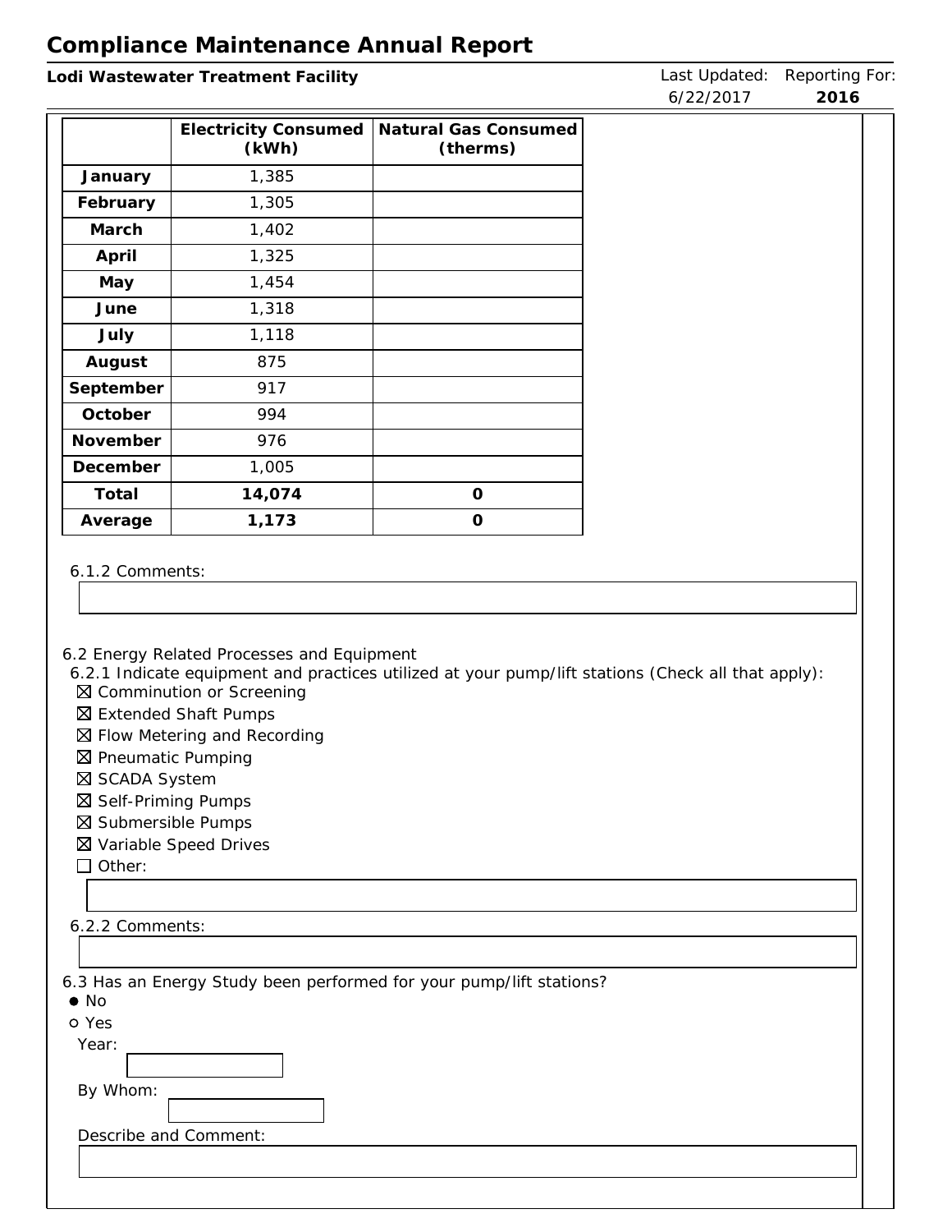# Compliance Maintenance Annual Report

**Lodi Wastewater Treatment Facility**

Last Updated: 6/22/2017 Reporting For: **2016**

| | Electricity Consumed (kWh) | Natural Gas Consumed (therms) |
|---|---|---|
| **January** | 1,385 | |
| **February** | 1,305 | |
| **March** | 1,402 | |
| **April** | 1,325 | |
| **May** | 1,454 | |
| **June** | 1,318 | |
| **July** | 1,118 | |
| **August** | 875 | |
| **September** | 917 | |
| **October** | 994 | |
| **November** | 976 | |
| **December** | 1,005 | |
| **Total** | **14,074** | **0** |
| **Average** | **1,173** | **0** |

6.1.2 Comments:

6.2 Energy Related Processes and Equipment

6.2.1 Indicate equipment and practices utilized at your pump/lift stations (Check all that apply):

- ☒ Comminution or Screening
- ☒ Extended Shaft Pumps
- ☒ Flow Metering and Recording
- ☒ Pneumatic Pumping
- ☒ SCADA System
- ☒ Self-Priming Pumps
- ☒ Submersible Pumps
- ☒ Variable Speed Drives
- ☐ Other:

6.2.2 Comments:

6.3 Has an Energy Study been performed for your pump/lift stations?

- ● No
- ○ Yes

Year:

By Whom:

Describe and Comment: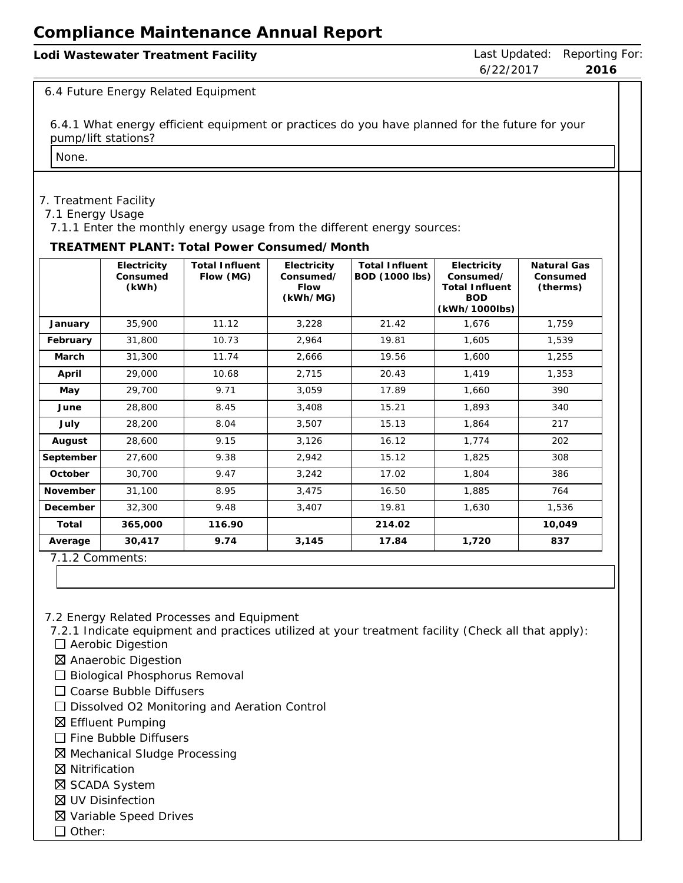6.4 Future Energy Related Equipment

6.4.1 What energy efficient equipment or practices do you have planned for the future for your pump/lift stations?

None.

7. Treatment Facility

7.1 Energy Usage

7.1.1 Enter the monthly energy usage from the different energy sources:

**TREATMENT PLANT: Total Power Consumed/Month**

| | Electricity Consumed (kWh) | Total Influent Flow (MG) | Electricity Consumed/ Flow (kWh/MG) | Total Influent BOD (1000 lbs) | Electricity Consumed/ Total Influent BOD (kWh/1000lbs) | Natural Gas Consumed (therms) |
|---|---|---|---|---|---|---|
| January | 35,900 | 11.12 | 3,228 | 21.42 | 1,676 | 1,759 |
| February | 31,800 | 10.73 | 2,964 | 19.81 | 1,605 | 1,539 |
| March | 31,300 | 11.74 | 2,666 | 19.56 | 1,600 | 1,255 |
| April | 29,000 | 10.68 | 2,715 | 20.43 | 1,419 | 1,353 |
| May | 29,700 | 9.71 | 3,059 | 17.89 | 1,660 | 390 |
| June | 28,800 | 8.45 | 3,408 | 15.21 | 1,893 | 340 |
| July | 28,200 | 8.04 | 3,507 | 15.13 | 1,864 | 217 |
| August | 28,600 | 9.15 | 3,126 | 16.12 | 1,774 | 202 |
| September | 27,600 | 9.38 | 2,942 | 15.12 | 1,825 | 308 |
| October | 30,700 | 9.47 | 3,242 | 17.02 | 1,804 | 386 |
| November | 31,100 | 8.95 | 3,475 | 16.50 | 1,885 | 764 |
| December | 32,300 | 9.48 | 3,407 | 19.81 | 1,630 | 1,536 |
| **Total** | **365,000** | **116.90** | | **214.02** | | **10,049** |
| **Average** | **30,417** | **9.74** | **3,145** | **17.84** | **1,720** | **837** |

7.1.2 Comments:

7.2 Energy Related Processes and Equipment

7.2.1 Indicate equipment and practices utilized at your treatment facility (Check all that apply):

- ☐ Aerobic Digestion
- ☒ Anaerobic Digestion
- ☐ Biological Phosphorus Removal
- ☐ Coarse Bubble Diffusers
- ☐ Dissolved O2 Monitoring and Aeration Control
- ☒ Effluent Pumping
- ☐ Fine Bubble Diffusers
- ☒ Mechanical Sludge Processing
- ☒ Nitrification
- ☒ SCADA System
- ☒ UV Disinfection
- ☒ Variable Speed Drives
- ☐ Other: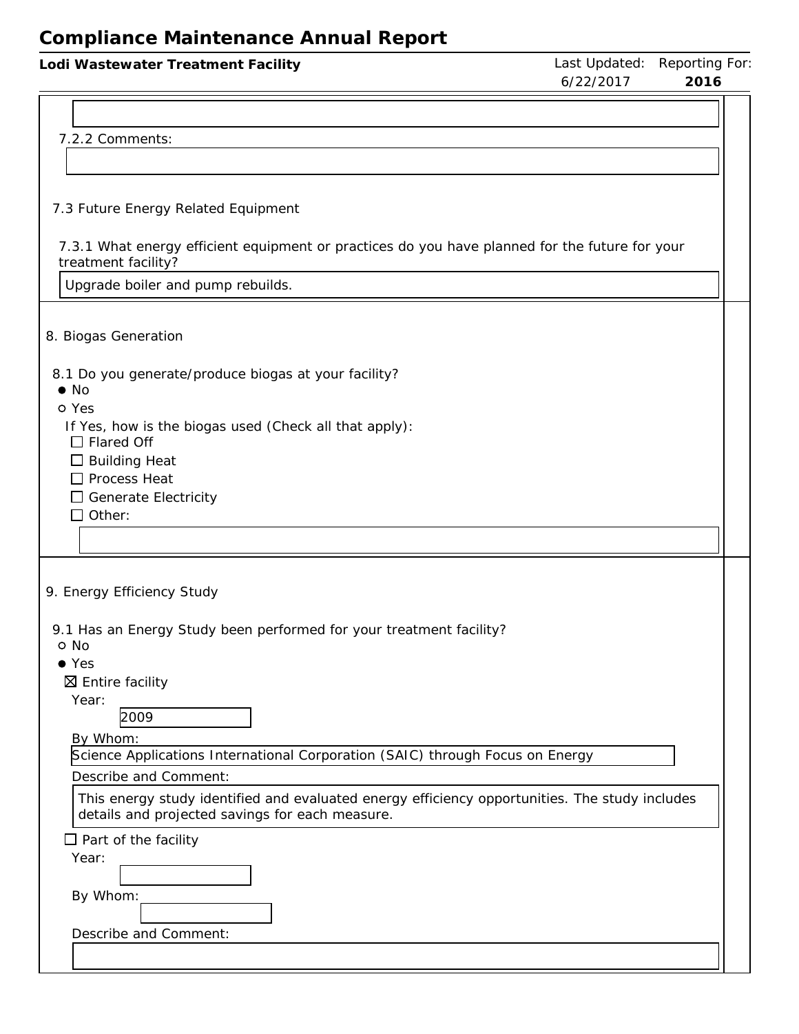7.2.2 Comments:

7.3 Future Energy Related Equipment

7.3.1 What energy efficient equipment or practices do you have planned for the future for your treatment facility?

Upgrade boiler and pump rebuilds.

8. Biogas Generation

8.1 Do you generate/produce biogas at your facility?

- ● No
- ○ Yes

If Yes, how is the biogas used (Check all that apply):

- ☐ Flared Off
- ☐ Building Heat
- ☐ Process Heat
- ☐ Generate Electricity
- ☐ Other:

9. Energy Efficiency Study

9.1 Has an Energy Study been performed for your treatment facility?

- ○ No
- ● Yes

☒ Entire facility

Year: 2009

By Whom: Science Applications International Corporation (SAIC) through Focus on Energy

Describe and Comment: This energy study identified and evaluated energy efficiency opportunities. The study includes details and projected savings for each measure.

☐ Part of the facility

Year:

By Whom:

Describe and Comment: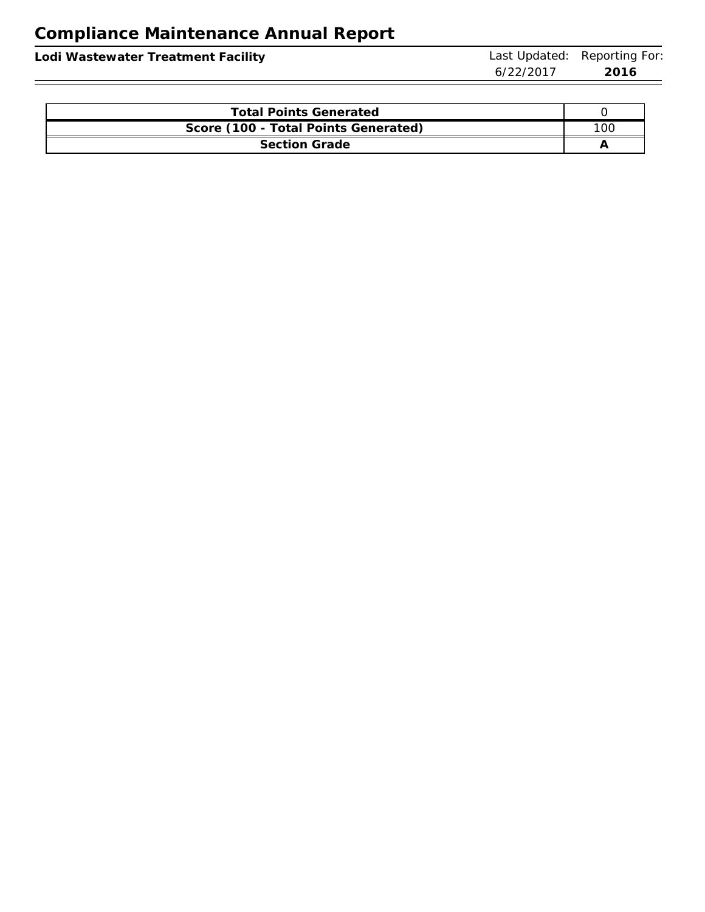| Total Points Generated | 0 |
|---|---|
| Score (100 - Total Points Generated) | 100 |
| Section Grade | **A** |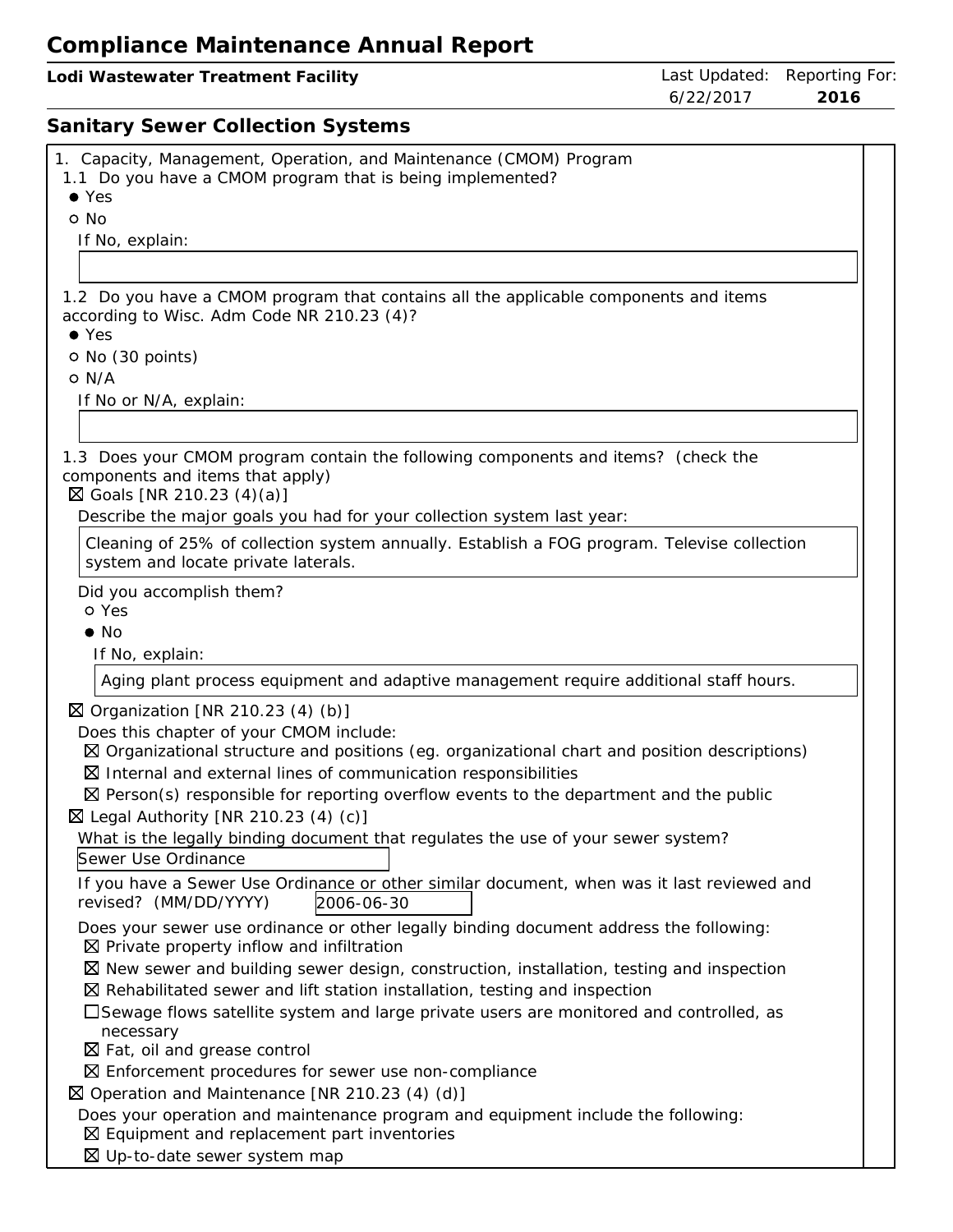# Compliance Maintenance Annual Report

**Lodi Wastewater Treatment Facility**

Last Updated: 6/22/2017 Reporting For: **2016**

## Sanitary Sewer Collection Systems

1. Capacity, Management, Operation, and Maintenance (CMOM) Program

1.1 Do you have a CMOM program that is being implemented?

- ● Yes
- ○ No

If No, explain:

1.2 Do you have a CMOM program that contains all the applicable components and items according to Wisc. Adm Code NR 210.23 (4)?

- ● Yes
- ○ No (30 points)
- ○ N/A

If No or N/A, explain:

1.3 Does your CMOM program contain the following components and items? (check the components and items that apply)

☒ Goals [NR 210.23 (4)(a)]

Describe the major goals you had for your collection system last year:

Cleaning of 25% of collection system annually. Establish a FOG program. Televise collection system and locate private laterals.

Did you accomplish them?

- ○ Yes
- ● No

If No, explain:

Aging plant process equipment and adaptive management require additional staff hours.

☒ Organization [NR 210.23 (4) (b)]

Does this chapter of your CMOM include:

- ☒ Organizational structure and positions (eg. organizational chart and position descriptions)
- ☒ Internal and external lines of communication responsibilities
- ☒ Person(s) responsible for reporting overflow events to the department and the public

☒ Legal Authority [NR 210.23 (4) (c)]

What is the legally binding document that regulates the use of your sewer system?

Sewer Use Ordinance

If you have a Sewer Use Ordinance or other similar document, when was it last reviewed and revised? (MM/DD/YYYY) 2006-06-30

Does your sewer use ordinance or other legally binding document address the following:

- ☒ Private property inflow and infiltration
- ☒ New sewer and building sewer design, construction, installation, testing and inspection
- ☒ Rehabilitated sewer and lift station installation, testing and inspection
- ☐ Sewage flows satellite system and large private users are monitored and controlled, as necessary
- ☒ Fat, oil and grease control
- ☒ Enforcement procedures for sewer use non-compliance

☒ Operation and Maintenance [NR 210.23 (4) (d)]

Does your operation and maintenance program and equipment include the following:

- ☒ Equipment and replacement part inventories
- ☒ Up-to-date sewer system map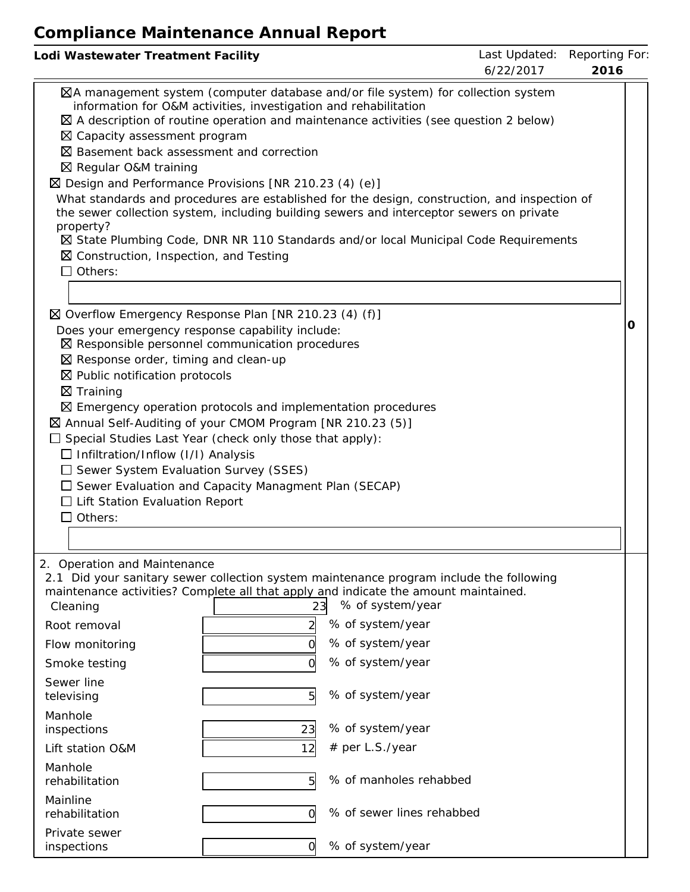# Compliance Maintenance Annual Report

**Lodi Wastewater Treatment Facility** | Last Updated: 6/22/2017 | Reporting For: **2016**

- ☒ A management system (computer database and/or file system) for collection system information for O&M activities, investigation and rehabilitation
- ☒ A description of routine operation and maintenance activities (see question 2 below)
- ☒ Capacity assessment program
- ☒ Basement back assessment and correction
- ☒ Regular O&M training

☒ Design and Performance Provisions [NR 210.23 (4) (e)]

What standards and procedures are established for the design, construction, and inspection of the sewer collection system, including building sewers and interceptor sewers on private property?

- ☒ State Plumbing Code, DNR NR 110 Standards and/or local Municipal Code Requirements
- ☒ Construction, Inspection, and Testing
- ☐ Others:

☒ Overflow Emergency Response Plan [NR 210.23 (4) (f)]

Does your emergency response capability include:

- ☒ Responsible personnel communication procedures
- ☒ Response order, timing and clean-up
- ☒ Public notification protocols
- ☒ Training
- ☒ Emergency operation protocols and implementation procedures

☒ Annual Self-Auditing of your CMOM Program [NR 210.23 (5)]

☐ Special Studies Last Year (check only those that apply):

- ☐ Infiltration/Inflow (I/I) Analysis
- ☐ Sewer System Evaluation Survey (SSES)
- ☐ Sewer Evaluation and Capacity Managment Plan (SECAP)
- ☐ Lift Station Evaluation Report
- ☐ Others:

**0**

2. Operation and Maintenance

2.1 Did your sanitary sewer collection system maintenance program include the following maintenance activities? Complete all that apply and indicate the amount maintained.

| Activity | Amount | Unit |
|---|---|---|
| Cleaning | 23 | % of system/year |
| Root removal | 2 | % of system/year |
| Flow monitoring | 0 | % of system/year |
| Smoke testing | 0 | % of system/year |
| Sewer line televising | 5 | % of system/year |
| Manhole inspections | 23 | % of system/year |
| Lift station O&M | 12 | # per L.S./year |
| Manhole rehabilitation | 5 | % of manholes rehabbed |
| Mainline rehabilitation | 0 | % of sewer lines rehabbed |
| Private sewer inspections | 0 | % of system/year |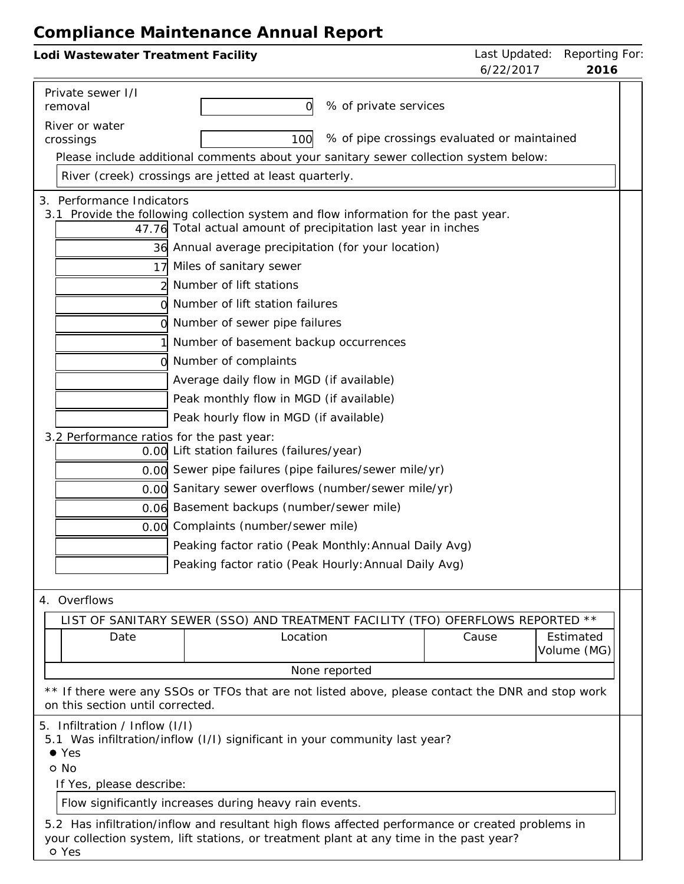# Compliance Maintenance Annual Report

**Lodi Wastewater Treatment Facility** | Last Updated: 6/22/2017 | Reporting For: **2016**

Private sewer I/I removal: 0 % of private services

River or water crossings: 100 % of pipe crossings evaluated or maintained

Please include additional comments about your sanitary sewer collection system below:

River (creek) crossings are jetted at least quarterly.

3. Performance Indicators

3.1 Provide the following collection system and flow information for the past year.

| Value | Item |
|---|---|
| 47.76 | Total actual amount of precipitation last year in inches |
| 36 | Annual average precipitation (for your location) |
| 17 | Miles of sanitary sewer |
| 2 | Number of lift stations |
| 0 | Number of lift station failures |
| 0 | Number of sewer pipe failures |
| 1 | Number of basement backup occurrences |
| 0 | Number of complaints |
| | Average daily flow in MGD (if available) |
| | Peak monthly flow in MGD (if available) |
| | Peak hourly flow in MGD (if available) |

3.2 Performance ratios for the past year:

| Value | Item |
|---|---|
| 0.00 | Lift station failures (failures/year) |
| 0.00 | Sewer pipe failures (pipe failures/sewer mile/yr) |
| 0.00 | Sanitary sewer overflows (number/sewer mile/yr) |
| 0.06 | Basement backups (number/sewer mile) |
| 0.00 | Complaints (number/sewer mile) |
| | Peaking factor ratio (Peak Monthly:Annual Daily Avg) |
| | Peaking factor ratio (Peak Hourly:Annual Daily Avg) |

4. Overflows

LIST OF SANITARY SEWER (SSO) AND TREATMENT FACILITY (TFO) OFERFLOWS REPORTED **

| Date | Location | Cause | Estimated Volume (MG) |
|---|---|---|---|
| None reported | | | |

** If there were any SSOs or TFOs that are not listed above, please contact the DNR and stop work on this section until corrected.

5. Infiltration / Inflow (I/I)

5.1 Was infiltration/inflow (I/I) significant in your community last year?

- ● Yes
- ○ No

If Yes, please describe:

Flow significantly increases during heavy rain events.

5.2 Has infiltration/inflow and resultant high flows affected performance or created problems in your collection system, lift stations, or treatment plant at any time in the past year?

- ○ Yes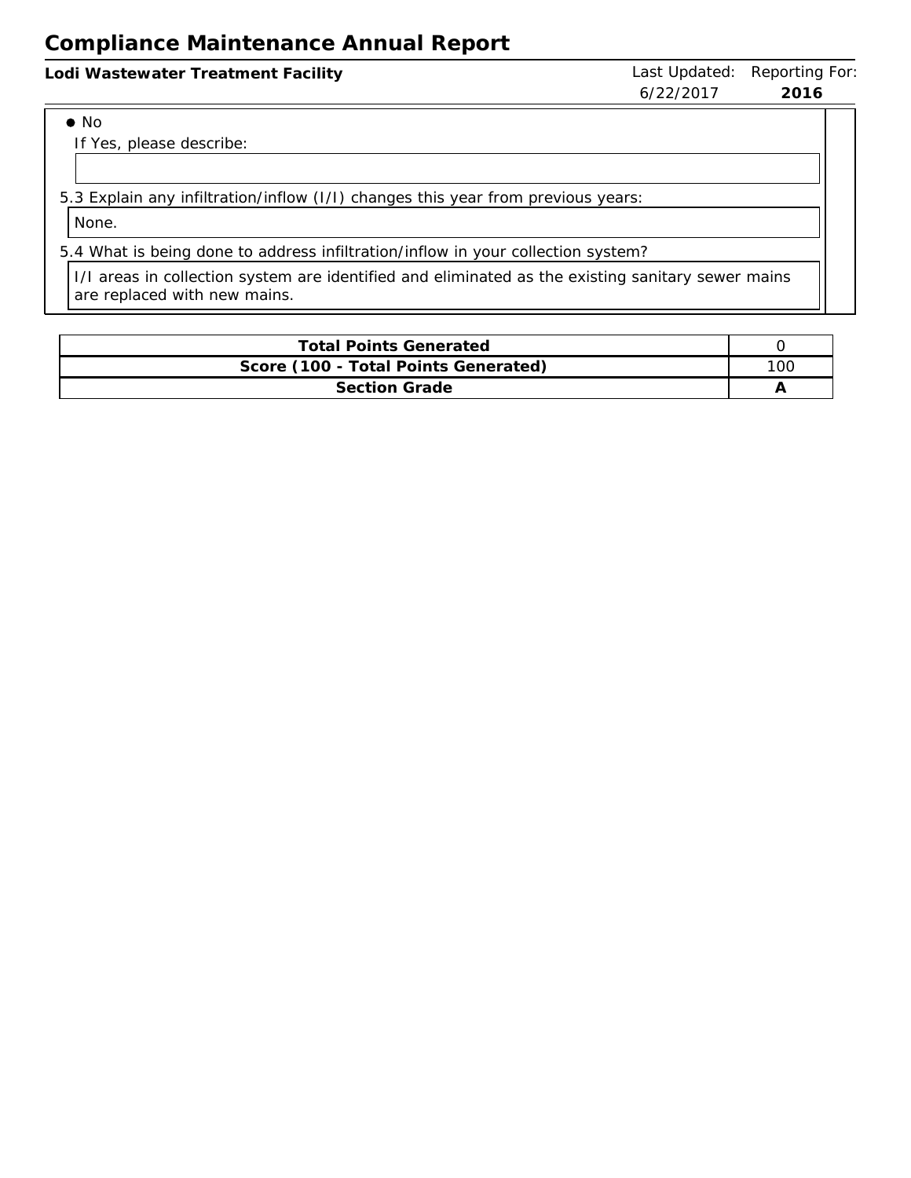- ● No

If Yes, please describe:

5.3 Explain any infiltration/inflow (I/I) changes this year from previous years:

None.

5.4 What is being done to address infiltration/inflow in your collection system?

I/I areas in collection system are identified and eliminated as the existing sanitary sewer mains are replaced with new mains.

| Total Points Generated | 0 |
|---|---|
| Score (100 - Total Points Generated) | 100 |
| Section Grade | A |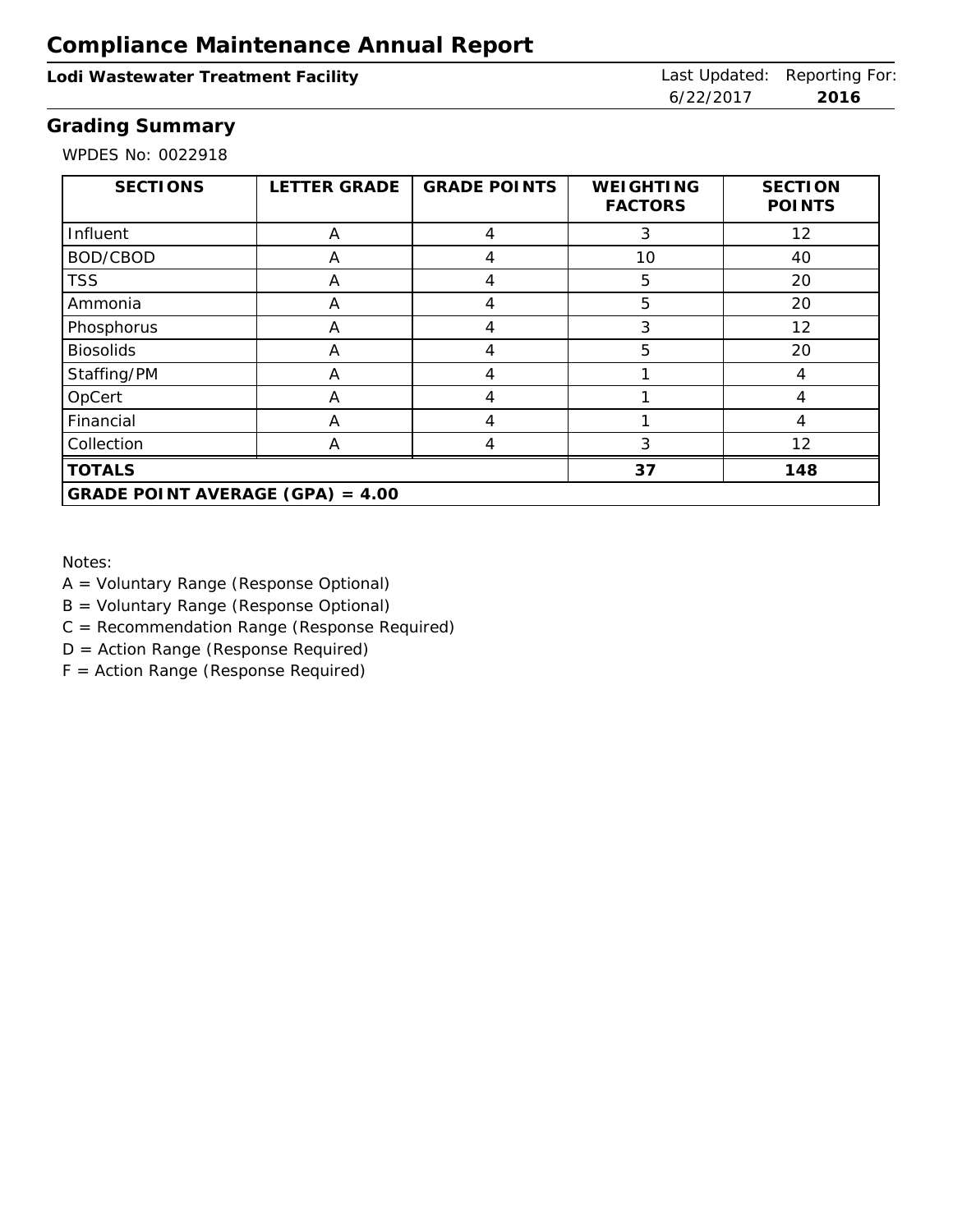# Compliance Maintenance Annual Report

**Lodi Wastewater Treatment Facility**

Last Updated: 6/22/2017 | Reporting For: **2016**

## Grading Summary

WPDES No: 0022918

| SECTIONS | LETTER GRADE | GRADE POINTS | WEIGHTING FACTORS | SECTION POINTS |
|---|---|---|---|---|
| Influent | A | 4 | 3 | 12 |
| BOD/CBOD | A | 4 | 10 | 40 |
| TSS | A | 4 | 5 | 20 |
| Ammonia | A | 4 | 5 | 20 |
| Phosphorus | A | 4 | 3 | 12 |
| Biosolids | A | 4 | 5 | 20 |
| Staffing/PM | A | 4 | 1 | 4 |
| OpCert | A | 4 | 1 | 4 |
| Financial | A | 4 | 1 | 4 |
| Collection | A | 4 | 3 | 12 |
| **TOTALS** | | | **37** | **148** |
| **GRADE POINT AVERAGE (GPA) = 4.00** | | | | |

Notes:
A = Voluntary Range (Response Optional)
B = Voluntary Range (Response Optional)
C = Recommendation Range (Response Required)
D = Action Range (Response Required)
F = Action Range (Response Required)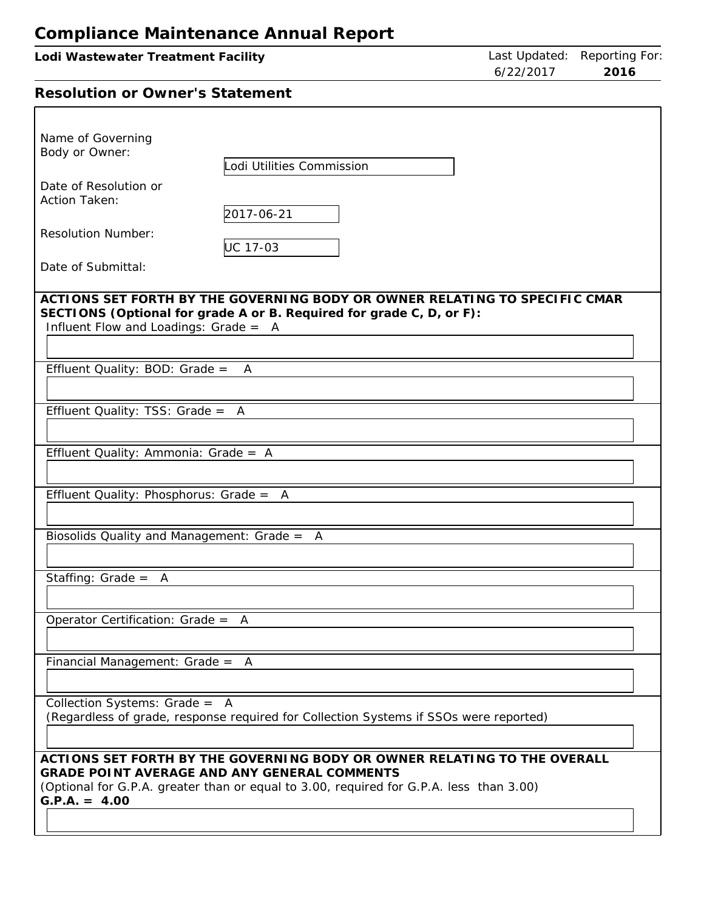# Compliance Maintenance Annual Report

**Lodi Wastewater Treatment Facility**

Last Updated: 6/22/2017 Reporting For: **2016**

## Resolution or Owner's Statement

Name of Governing Body or Owner: Lodi Utilities Commission

Date of Resolution or Action Taken: 2017-06-21

Resolution Number: UC 17-03

Date of Submittal:

**ACTIONS SET FORTH BY THE GOVERNING BODY OR OWNER RELATING TO SPECIFIC CMAR SECTIONS (Optional for grade A or B. Required for grade C, D, or F):**

Influent Flow and Loadings: Grade = A

Effluent Quality: BOD: Grade = A

Effluent Quality: TSS: Grade = A

Effluent Quality: Ammonia: Grade = A

Effluent Quality: Phosphorus: Grade = A

Biosolids Quality and Management: Grade = A

Staffing: Grade = A

Operator Certification: Grade = A

Financial Management: Grade = A

Collection Systems: Grade = A
(Regardless of grade, response required for Collection Systems if SSOs were reported)

**ACTIONS SET FORTH BY THE GOVERNING BODY OR OWNER RELATING TO THE OVERALL GRADE POINT AVERAGE AND ANY GENERAL COMMENTS**
(Optional for G.P.A. greater than or equal to 3.00, required for G.P.A. less than 3.00)

**G.P.A. = 4.00**